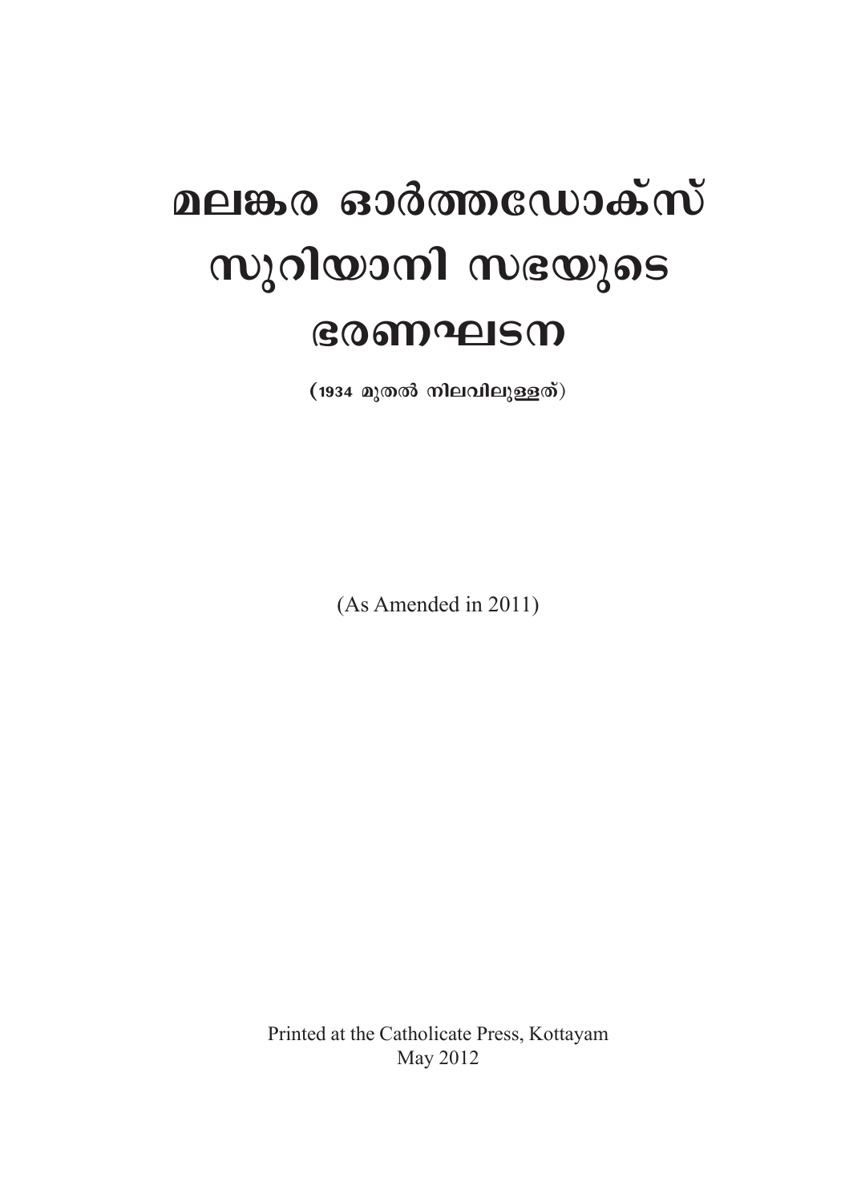# മലങ്കര ഓർത്തഡോക്സ് സുറിയാനി സഭയുടെ ഭരണഘടന

(1934 മുതൽ നിലവിലുള്ളത്)

(As Amended in 2011)

Printed at the Catholicate Press, Kottayam
May 2012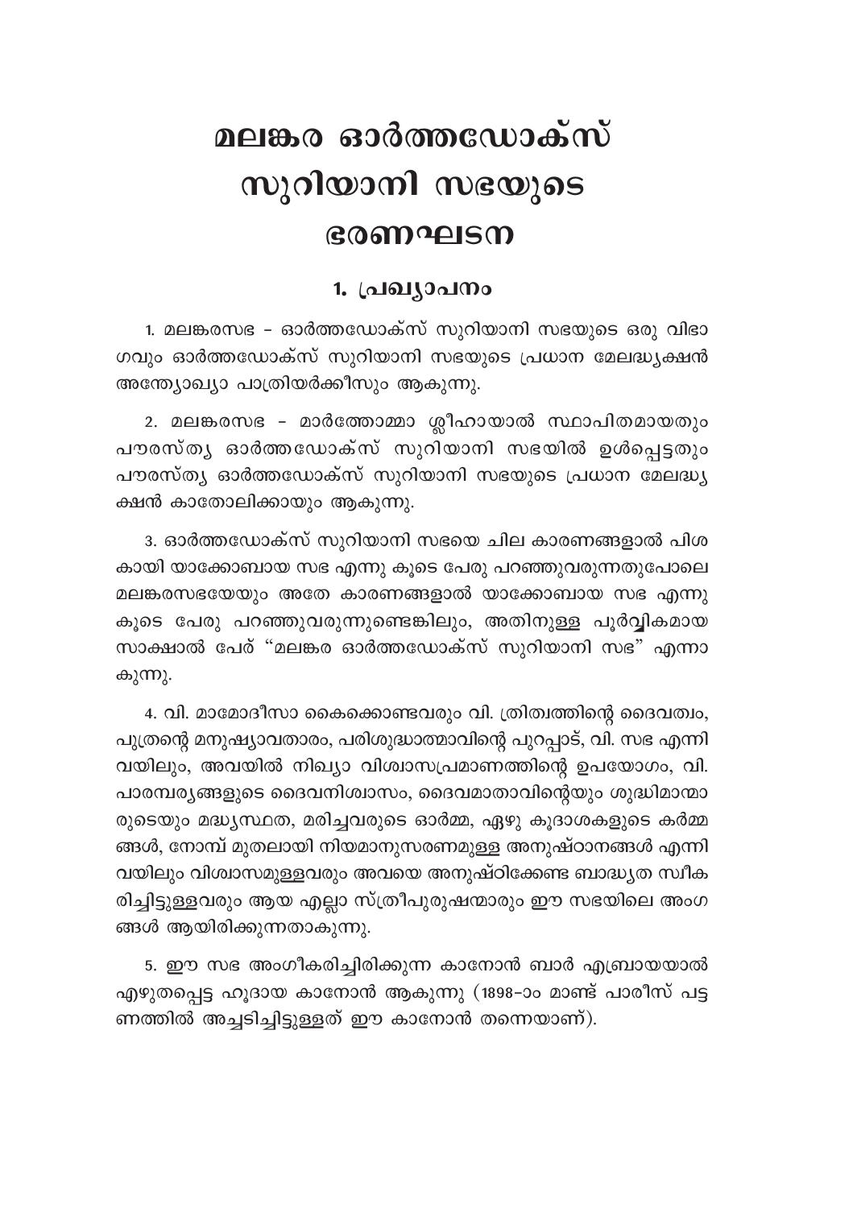# മലങ്കര ഓർത്തഡോക്സ് സുറിയാനി സഭയുടെ ഭരണഘടന

## 1. പ്രഖ്യാപനം

1. മലങ്കരസഭ - ഓർത്തഡോക്സ് സുറിയാനി സഭയുടെ ഒരു വിഭാഗവും ഓർത്തഡോക്സ് സുറിയാനി സഭയുടെ പ്രധാന മേലദ്ധ്യക്ഷൻ അന്ത്യോഖ്യാ പാത്രിയർക്കീസും ആകുന്നു.

2. മലങ്കരസഭ - മാർത്തോമ്മാ ശ്ലീഹായാൽ സ്ഥാപിതമായതും പൗരസ്ത്യ ഓർത്തഡോക്സ് സുറിയാനി സഭയിൽ ഉൾപ്പെട്ടതും പൗരസ്ത്യ ഓർത്തഡോക്സ് സുറിയാനി സഭയുടെ പ്രധാന മേലദ്ധ്യക്ഷൻ കാതോലിക്കായും ആകുന്നു.

3. ഓർത്തഡോക്സ് സുറിയാനി സഭയെ ചില കാരണങ്ങളാൽ പിശകായി യാക്കോബായ സഭ എന്നു കൂടെ പേരു പറഞ്ഞുവരുന്നതുപോലെ മലങ്കരസഭയേയും അതേ കാരണങ്ങളാൽ യാക്കോബായ സഭ എന്നു കൂടെ പേരു പറഞ്ഞുവരുന്നുണ്ടെങ്കിലും, അതിനുള്ള പൂർവ്വികമായ സാക്ഷാൽ പേര് "മലങ്കര ഓർത്തഡോക്സ് സുറിയാനി സഭ" എന്നാകുന്നു.

4. വി. മാമോദീസാ കൈക്കൊണ്ടവരും വി. ത്രിത്വത്തിന്റെ ദൈവത്വം, പുത്രന്റെ മനുഷ്യാവതാരം, പരിശുദ്ധാത്മാവിന്റെ പുറപ്പാട്, വി. സഭ എന്നിവയിലും, അവയിൽ നിഖ്യാ വിശ്വാസപ്രമാണത്തിന്റെ ഉപയോഗം, വി. പാരമ്പര്യങ്ങളുടെ ദൈവനിശ്വാസം, ദൈവമാതാവിന്റെയും ശുദ്ധിമാന്മാരുടെയും മദ്ധ്യസ്ഥത, മരിച്ചവരുടെ ഓർമ്മ, ഏഴു കൂദാശകളുടെ കർമ്മങ്ങൾ, നോമ്പ് മുതലായി നിയമാനുസരണമുള്ള അനുഷ്ഠാനങ്ങൾ എന്നിവയിലും വിശ്വാസമുള്ളവരും അവയെ അനുഷ്ഠിക്കേണ്ട ബാദ്ധ്യത സ്വീകരിച്ചിട്ടുള്ളവരും ആയ എല്ലാ സ്ത്രീപുരുഷന്മാരും ഈ സഭയിലെ അംഗങ്ങൾ ആയിരിക്കുന്നതാകുന്നു.

5. ഈ സഭ അംഗീകരിച്ചിരിക്കുന്ന കാനോൻ ബാർ എബ്രായയാൽ എഴുതപ്പെട്ട ഹൂദായ കാനോൻ ആകുന്നു (1898-ാം മാണ്ട് പാരീസ് പട്ടണത്തിൽ അച്ചടിച്ചിട്ടുള്ളത് ഈ കാനോൻ തന്നെയാണ്).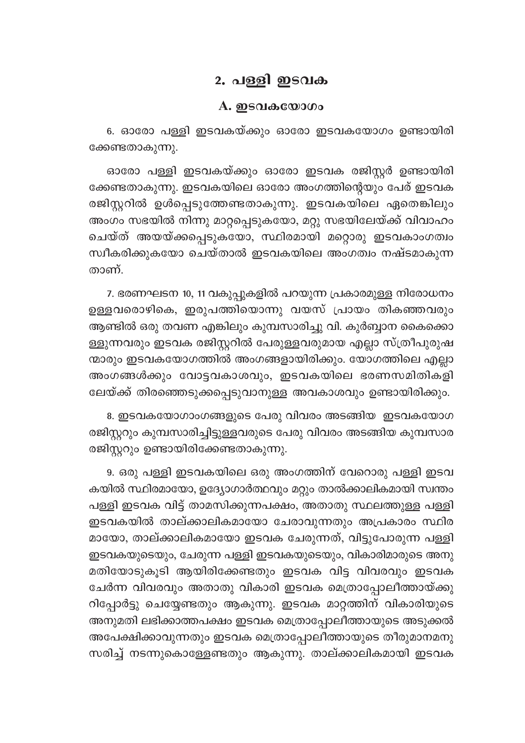## 2. പള്ളി ഇടവക

### A. ഇടവകയോഗം

6. ഓരോ പള്ളി ഇടവകയ്ക്കും ഓരോ ഇടവകയോഗം ഉണ്ടായിരിക്കേണ്ടതാകുന്നു.

ഓരോ പള്ളി ഇടവകയ്ക്കും ഓരോ ഇടവക രജിസ്റ്റർ ഉണ്ടായിരിക്കേണ്ടതാകുന്നു. ഇടവകയിലെ ഓരോ അംഗത്തിന്റെയും പേര് ഇടവക രജിസ്റ്ററിൽ ഉൾപ്പെടുത്തേണ്ടതാകുന്നു. ഇടവകയിലെ ഏതെങ്കിലും അംഗം സഭയിൽ നിന്നു മാറ്റപ്പെടുകയോ, മറ്റു സഭയിലേയ്ക്ക് വിവാഹം ചെയ്ത് അയയ്ക്കപ്പെടുകയോ, സ്ഥിരമായി മറ്റൊരു ഇടവകാംഗത്വം സ്വീകരിക്കുകയോ ചെയ്താൽ ഇടവകയിലെ അംഗത്വം നഷ്ടമാകുന്നതാണ്.

7. ഭരണഘടന 10, 11 വകുപ്പുകളിൽ പറയുന്ന പ്രകാരമുള്ള നിരോധനം ഉള്ളവരൊഴികെ, ഇരുപത്തിയൊന്നു വയസ് പ്രായം തികഞ്ഞവരും ആണ്ടിൽ ഒരു തവണ എങ്കിലും കുമ്പസാരിച്ചു വി. കുർബ്ബാന കൈക്കൊള്ളുന്നവരും ഇടവക രജിസ്റ്ററിൽ പേരുള്ളവരുമായ എല്ലാ സ്ത്രീപുരുഷന്മാരും ഇടവകയോഗത്തിൽ അംഗങ്ങളായിരിക്കും. യോഗത്തിലെ എല്ലാ അംഗങ്ങൾക്കും വോട്ടവകാശവും, ഇടവകയിലെ ഭരണസമിതികളിലേയ്ക്ക് തിരഞ്ഞെടുക്കപ്പെടുവാനുള്ള അവകാശവും ഉണ്ടായിരിക്കും.

8. ഇടവകയോഗാംഗങ്ങളുടെ പേരു വിവരം അടങ്ങിയ ഇടവകയോഗ രജിസ്റ്ററും കുമ്പസാരിച്ചിട്ടുള്ളവരുടെ പേരു വിവരം അടങ്ങിയ കുമ്പസാര രജിസ്റ്ററും ഉണ്ടായിരിക്കേണ്ടതാകുന്നു.

9. ഒരു പള്ളി ഇടവകയിലെ ഒരു അംഗത്തിന് വേറൊരു പള്ളി ഇടവകയിൽ സ്ഥിരമായോ, ഉദ്യോഗാർത്ഥവും മറ്റും താൽക്കാലികമായി സ്വന്തം പള്ളി ഇടവക വിട്ട് താമസിക്കുന്നപക്ഷം, അതാതു സ്ഥലത്തുള്ള പള്ളി ഇടവകയിൽ താല്ക്കാലികമായോ ചേരാവുന്നതും അപ്രകാരം സ്ഥിരമായോ, താല്ക്കാലികമായോ ഇടവക ചേരുന്നത്, വിട്ടുപോരുന്ന പള്ളി ഇടവകയുടെയും, ചേരുന്ന പള്ളി ഇടവകയുടെയും, വികാരിമാരുടെ അനുമതിയോടുകൂടി ആയിരിക്കേണ്ടതും ഇടവക വിട്ട വിവരവും ഇടവക ചേർന്ന വിവരവും അതാതു വികാരി ഇടവക മെത്രാപ്പോലീത്തായ്ക്കു റിപ്പോർട്ടു ചെയ്യേണ്ടതും ആകുന്നു. ഇടവക മാറ്റത്തിന് വികാരിയുടെ അനുമതി ലഭിക്കാത്തപക്ഷം ഇടവക മെത്രാപ്പോലീത്തായുടെ അടുക്കൽ അപേക്ഷിക്കാവുന്നതും ഇടവക മെത്രാപ്പോലീത്തായുടെ തീരുമാനമനുസരിച്ച് നടന്നുകൊള്ളേണ്ടതും ആകുന്നു. താല്ക്കാലികമായി ഇടവക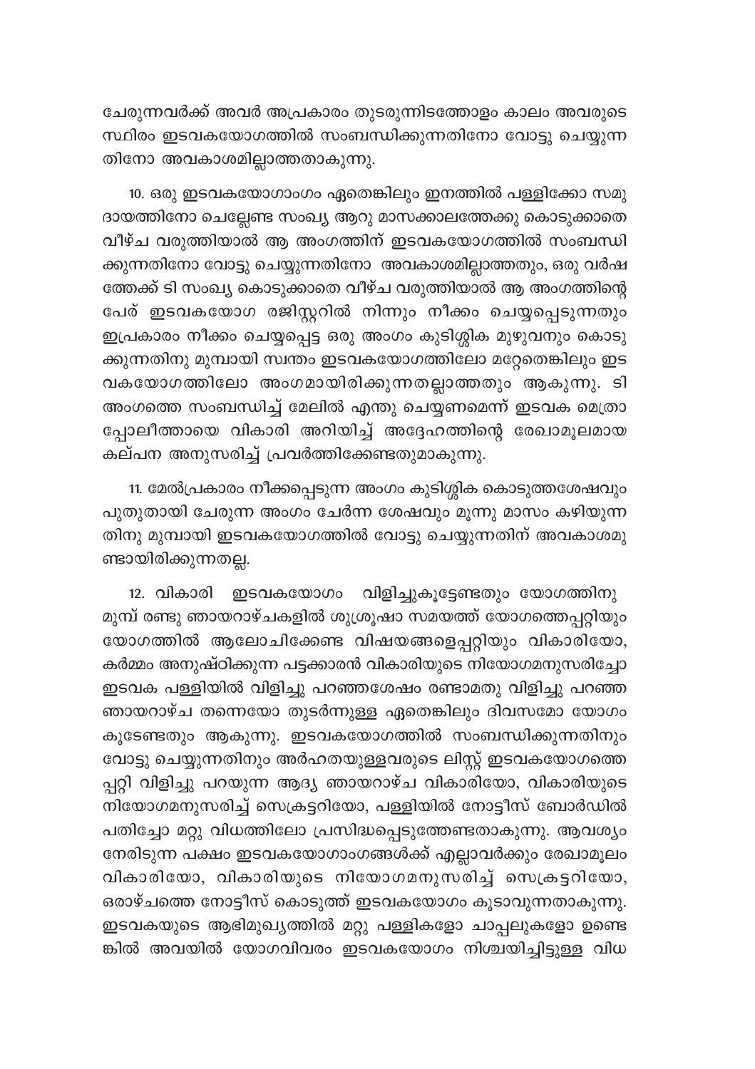ചേരുന്നവർക്ക് അവർ അപ്രകാരം തുടരുന്നിടത്തോളം കാലം അവരുടെ സ്ഥിരം ഇടവകയോഗത്തിൽ സംബന്ധിക്കുന്നതിനോ വോട്ടു ചെയ്യുന്നതിനോ അവകാശമില്ലാത്തതാകുന്നു.

10. ഒരു ഇടവകയോഗാംഗം ഏതെങ്കിലും ഇനത്തിൽ പള്ളിക്കോ സമുദായത്തിനോ ചെല്ലേണ്ട സംഖ്യ ആറു മാസക്കാലത്തേക്കു കൊടുക്കാതെ വീഴ്ച വരുത്തിയാൽ ആ അംഗത്തിന് ഇടവകയോഗത്തിൽ സംബന്ധിക്കുന്നതിനോ വോട്ടു ചെയ്യുന്നതിനോ അവകാശമില്ലാത്തതും, ഒരു വർഷത്തേക്ക് ടി സംഖ്യ കൊടുക്കാതെ വീഴ്ച വരുത്തിയാൽ ആ അംഗത്തിന്റെ പേര് ഇടവകയോഗ രജിസ്റ്ററിൽ നിന്നും നീക്കം ചെയ്യപ്പെടുന്നതും ഇപ്രകാരം നീക്കം ചെയ്യപ്പെട്ട ഒരു അംഗം കുടിശ്ശിക മുഴുവനും കൊടുക്കുന്നതിനു മുമ്പായി സ്വന്തം ഇടവകയോഗത്തിലോ മറ്റേതെങ്കിലും ഇടവകയോഗത്തിലോ അംഗമായിരിക്കുന്നതല്ലാത്തതും ആകുന്നു. ടി അംഗത്തെ സംബന്ധിച്ച് മേലിൽ എന്തു ചെയ്യണമെന്ന് ഇടവക മെത്രാപ്പോലീത്തായെ വികാരി അറിയിച്ച് അദ്ദേഹത്തിന്റെ രേഖാമൂലമായ കല്പന അനുസരിച്ച് പ്രവർത്തിക്കേണ്ടതുമാകുന്നു.

11. മേൽപ്രകാരം നീക്കപ്പെടുന്ന അംഗം കുടിശ്ശിക കൊടുത്തശേഷവും പുതുതായി ചേരുന്ന അംഗം ചേർന്ന ശേഷവും മൂന്നു മാസം കഴിയുന്നതിനു മുമ്പായി ഇടവകയോഗത്തിൽ വോട്ടു ചെയ്യുന്നതിന് അവകാശമുണ്ടായിരിക്കുന്നതല്ല.

12. വികാരി ഇടവകയോഗം വിളിച്ചുകൂട്ടേണ്ടതും യോഗത്തിനു മുമ്പ് രണ്ടു ഞായറാഴ്ചകളിൽ ശുശ്രൂഷാ സമയത്ത് യോഗത്തെപ്പറ്റിയും യോഗത്തിൽ ആലോചിക്കേണ്ട വിഷയങ്ങളെപ്പറ്റിയും വികാരിയോ, കർമ്മം അനുഷ്ഠിക്കുന്ന പട്ടക്കാരൻ വികാരിയുടെ നിയോഗമനുസരിച്ചോ ഇടവക പള്ളിയിൽ വിളിച്ചു പറഞ്ഞശേഷം രണ്ടാമതു വിളിച്ചു പറഞ്ഞ ഞായറാഴ്ച തന്നെയോ തുടർന്നുള്ള ഏതെങ്കിലും ദിവസമോ യോഗം കൂടേണ്ടതും ആകുന്നു. ഇടവകയോഗത്തിൽ സംബന്ധിക്കുന്നതിനും വോട്ടു ചെയ്യുന്നതിനും അർഹതയുള്ളവരുടെ ലിസ്റ്റ് ഇടവകയോഗത്തെപ്പറ്റി വിളിച്ചു പറയുന്ന ആദ്യ ഞായറാഴ്ച വികാരിയോ, വികാരിയുടെ നിയോഗമനുസരിച്ച് സെക്രട്ടറിയോ, പള്ളിയിൽ നോട്ടീസ് ബോർഡിൽ പതിച്ചോ മറ്റു വിധത്തിലോ പ്രസിദ്ധപ്പെടുത്തേണ്ടതാകുന്നു. ആവശ്യം നേരിടുന്ന പക്ഷം ഇടവകയോഗാംഗങ്ങൾക്ക് എല്ലാവർക്കും രേഖാമൂലം വികാരിയോ, വികാരിയുടെ നിയോഗമനുസരിച്ച് സെക്രട്ടറിയോ, ഒരാഴ്ചത്തെ നോട്ടീസ് കൊടുത്ത് ഇടവകയോഗം കൂടാവുന്നതാകുന്നു. ഇടവകയുടെ ആഭിമുഖ്യത്തിൽ മറ്റു പള്ളികളോ ചാപ്പലുകളോ ഉണ്ടെങ്കിൽ അവയിൽ യോഗവിവരം ഇടവകയോഗം നിശ്ചയിച്ചിട്ടുള്ള വിധ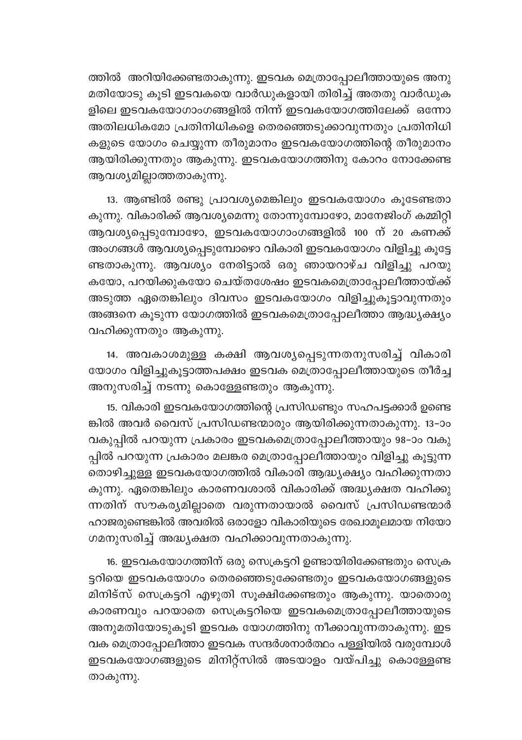ത്തിൽ അറിയിക്കേണ്ടതാകുന്നു. ഇടവക മെത്രാപ്പോലീത്തായുടെ അനുമതിയോടു കൂടി ഇടവകയെ വാർഡുകളായി തിരിച്ച് അതതു വാർഡുകളിലെ ഇടവകയോഗാംഗങ്ങളിൽ നിന്ന് ഇടവകയോഗത്തിലേക്ക് ഒന്നോ അതിലധികമോ പ്രതിനിധികളെ തെരഞ്ഞെടുക്കാവുന്നതും പ്രതിനിധികളുടെ യോഗം ചെയ്യുന്ന തീരുമാനം ഇടവകയോഗത്തിന്റെ തീരുമാനം ആയിരിക്കുന്നതും ആകുന്നു. ഇടവകയോഗത്തിനു കോറം നോക്കേണ്ട ആവശ്യമില്ലാത്തതാകുന്നു.

13. ആണ്ടിൽ രണ്ടു പ്രാവശ്യമെങ്കിലും ഇടവകയോഗം കൂടേണ്ടതാകുന്നു. വികാരിക്ക് ആവശ്യമെന്നു തോന്നുമ്പോഴോ, മാനേജിംഗ് കമ്മിറ്റി ആവശ്യപ്പെടുമ്പോഴോ, ഇടവകയോഗാംഗങ്ങളിൽ 100 ന് 20 കണക്ക് അംഗങ്ങൾ ആവശ്യപ്പെടുമ്പോഴൊ വികാരി ഇടവകയോഗം വിളിച്ചു കൂട്ടേണ്ടതാകുന്നു. ആവശ്യം നേരിട്ടാൽ ഒരു ഞായറാഴ്ച വിളിച്ചു പറയുകയോ, പറയിക്കുകയോ ചെയ്തശേഷം ഇടവകമെത്രാപ്പോലീത്തായ്ക്ക് അടുത്ത ഏതെങ്കിലും ദിവസം ഇടവകയോഗം വിളിച്ചുകൂട്ടാവുന്നതും അങ്ങനെ കൂടുന്ന യോഗത്തിൽ ഇടവകമെത്രാപ്പോലീത്താ ആദ്ധ്യക്ഷ്യം വഹിക്കുന്നതും ആകുന്നു.

14. അവകാശമുള്ള കക്ഷി ആവശ്യപ്പെടുന്നതനുസരിച്ച് വികാരി യോഗം വിളിച്ചുകൂട്ടാത്തപക്ഷം ഇടവക മെത്രാപ്പോലീത്തായുടെ തീർച്ച അനുസരിച്ച് നടന്നു കൊള്ളേണ്ടതും ആകുന്നു.

15. വികാരി ഇടവകയോഗത്തിന്റെ പ്രസിഡണ്ടും സഹപട്ടക്കാർ ഉണ്ടെങ്കിൽ അവർ വൈസ് പ്രസിഡണ്ടന്മാരും ആയിരിക്കുന്നതാകുന്നു. 13-ാം വകുപ്പിൽ പറയുന്ന പ്രകാരം ഇടവകമെത്രാപ്പോലീത്തായും 98-ാം വകുപ്പിൽ പറയുന്ന പ്രകാരം മലങ്കര മെത്രാപ്പോലീത്തായും വിളിച്ചു കൂട്ടുന്നതൊഴിച്ചുള്ള ഇടവകയോഗത്തിൽ വികാരി ആദ്ധ്യക്ഷ്യം വഹിക്കുന്നതാകുന്നു. ഏതെങ്കിലും കാരണവശാൽ വികാരിക്ക് അദ്ധ്യക്ഷത വഹിക്കുന്നതിന് സൗകര്യമില്ലാതെ വരുന്നതായാൽ വൈസ് പ്രസിഡണ്ടന്മാർ ഹാജരുണ്ടെങ്കിൽ അവരിൽ ഒരാളോ വികാരിയുടെ രേഖാമൂലമായ നിയോഗമനുസരിച്ച് അദ്ധ്യക്ഷത വഹിക്കാവുന്നതാകുന്നു.

16. ഇടവകയോഗത്തിന് ഒരു സെക്രട്ടറി ഉണ്ടായിരിക്കേണ്ടതും സെക്രട്ടറിയെ ഇടവകയോഗം തെരഞ്ഞെടുക്കേണ്ടതും ഇടവകയോഗങ്ങളുടെ മിനിട്സ് സെക്രട്ടറി എഴുതി സൂക്ഷിക്കേണ്ടതും ആകുന്നു. യാതൊരു കാരണവും പറയാതെ സെക്രട്ടറിയെ ഇടവകമെത്രാപ്പോലീത്തായുടെ അനുമതിയോടുകൂടി ഇടവക യോഗത്തിനു നീക്കാവുന്നതാകുന്നു. ഇടവക മെത്രാപ്പോലീത്താ ഇടവക സന്ദർശനാർത്ഥം പള്ളിയിൽ വരുമ്പോൾ ഇടവകയോഗങ്ങളുടെ മിനിറ്റ്സിൽ അടയാളം വയ്പിച്ചു കൊള്ളേണ്ടതാകുന്നു.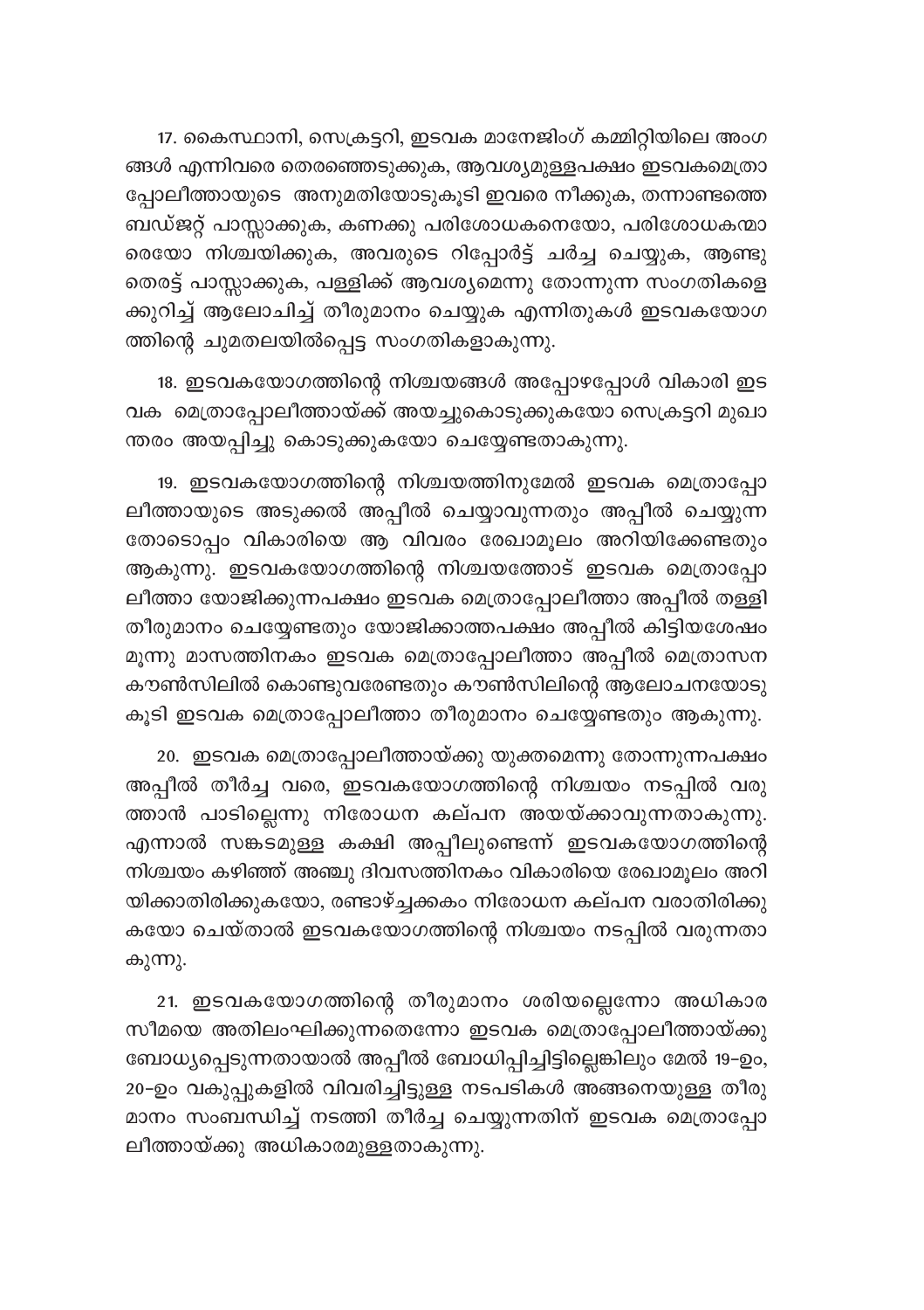17. കൈസ്ഥാനി, സെക്രട്ടറി, ഇടവക മാനേജിംഗ് കമ്മിറ്റിയിലെ അംഗങ്ങൾ എന്നിവരെ തെരഞ്ഞെടുക്കുക, ആവശ്യമുള്ളപക്ഷം ഇടവകമെത്രാപ്പോലീത്തായുടെ അനുമതിയോടുകൂടി ഇവരെ നീക്കുക, തന്നാണ്ടത്തെ ബഡ്ജറ്റ് പാസ്സാക്കുക, കണക്കു പരിശോധകനെയോ, പരിശോധകന്മാരെയോ നിശ്ചയിക്കുക, അവരുടെ റിപ്പോർട്ട് ചർച്ച ചെയ്യുക, ആണ്ടുതെരട്ട് പാസ്സാക്കുക, പള്ളിക്ക് ആവശ്യമെന്നു തോന്നുന്ന സംഗതികളെക്കുറിച്ച് ആലോചിച്ച് തീരുമാനം ചെയ്യുക എന്നിതുകൾ ഇടവകയോഗത്തിന്റെ ചുമതലയിൽപ്പെട്ട സംഗതികളാകുന്നു.

18. ഇടവകയോഗത്തിന്റെ നിശ്ചയങ്ങൾ അപ്പോഴപ്പോൾ വികാരി ഇടവക മെത്രാപ്പോലീത്തായ്ക്ക് അയച്ചുകൊടുക്കുകയോ സെക്രട്ടറി മുഖാന്തരം അയപ്പിച്ചു കൊടുക്കുകയോ ചെയ്യേണ്ടതാകുന്നു.

19. ഇടവകയോഗത്തിന്റെ നിശ്ചയത്തിനുമേൽ ഇടവക മെത്രാപ്പോലീത്തായുടെ അടുക്കൽ അപ്പീൽ ചെയ്യാവുന്നതും അപ്പീൽ ചെയ്യുന്നതോടൊപ്പം വികാരിയെ ആ വിവരം രേഖാമൂലം അറിയിക്കേണ്ടതും ആകുന്നു. ഇടവകയോഗത്തിന്റെ നിശ്ചയത്തോട് ഇടവക മെത്രാപ്പോലീത്താ യോജിക്കുന്നപക്ഷം ഇടവക മെത്രാപ്പോലീത്താ അപ്പീൽ തള്ളി തീരുമാനം ചെയ്യേണ്ടതും യോജിക്കാത്തപക്ഷം അപ്പീൽ കിട്ടിയശേഷം മൂന്നു മാസത്തിനകം ഇടവക മെത്രാപ്പോലീത്താ അപ്പീൽ മെത്രാസന കൗൺസിലിൽ കൊണ്ടുവരേണ്ടതും കൗൺസിലിന്റെ ആലോചനയോടുകൂടി ഇടവക മെത്രാപ്പോലീത്താ തീരുമാനം ചെയ്യേണ്ടതും ആകുന്നു.

20. ഇടവക മെത്രാപ്പോലീത്തായ്ക്കു യുക്തമെന്നു തോന്നുന്നപക്ഷം അപ്പീൽ തീർച്ച വരെ, ഇടവകയോഗത്തിന്റെ നിശ്ചയം നടപ്പിൽ വരുത്താൻ പാടില്ലെന്നു നിരോധന കല്പന അയയ്ക്കാവുന്നതാകുന്നു. എന്നാൽ സങ്കടമുള്ള കക്ഷി അപ്പീലുണ്ടെന്ന് ഇടവകയോഗത്തിന്റെ നിശ്ചയം കഴിഞ്ഞ് അഞ്ചു ദിവസത്തിനകം വികാരിയെ രേഖാമൂലം അറിയിക്കാതിരിക്കുകയോ, രണ്ടാഴ്ച്ചക്കകം നിരോധന കല്പന വരാതിരിക്കുകയോ ചെയ്താൽ ഇടവകയോഗത്തിന്റെ നിശ്ചയം നടപ്പിൽ വരുന്നതാകുന്നു.

21. ഇടവകയോഗത്തിന്റെ തീരുമാനം ശരിയല്ലെന്നോ അധികാരസീമയെ അതിലംഘിക്കുന്നതെന്നോ ഇടവക മെത്രാപ്പോലീത്തായ്ക്കു ബോധ്യപ്പെടുന്നതായാൽ അപ്പീൽ ബോധിപ്പിച്ചിട്ടില്ലെങ്കിലും മേൽ 19-ഉം, 20-ഉം വകുപ്പുകളിൽ വിവരിച്ചിട്ടുള്ള നടപടികൾ അങ്ങനെയുള്ള തീരുമാനം സംബന്ധിച്ച് നടത്തി തീർച്ച ചെയ്യുന്നതിന് ഇടവക മെത്രാപ്പോലീത്തായ്ക്കു അധികാരമുള്ളതാകുന്നു.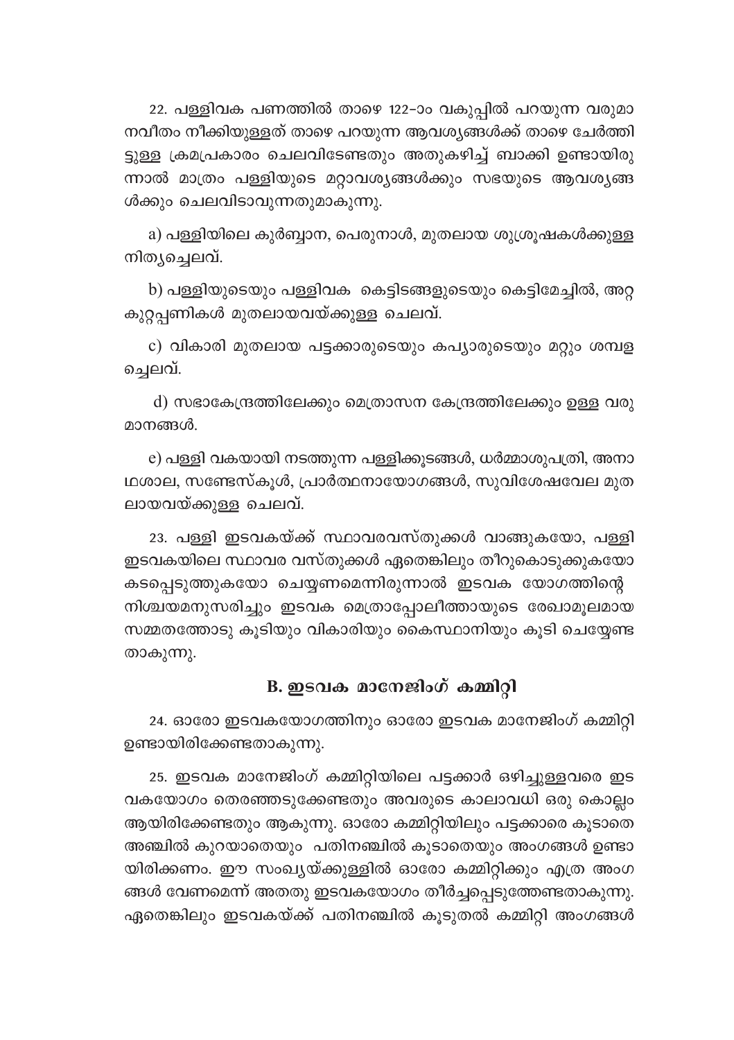22. പള്ളിവക പണത്തിൽ താഴെ 122-ാം വകുപ്പിൽ പറയുന്ന വരുമാനവീതം നീക്കിയുള്ളത് താഴെ പറയുന്ന ആവശ്യങ്ങൾക്ക് താഴെ ചേർത്തിട്ടുള്ള ക്രമപ്രകാരം ചെലവിടേണ്ടതും അതുകഴിച്ച് ബാക്കി ഉണ്ടായിരുന്നാൽ മാത്രം പള്ളിയുടെ മറ്റാവശ്യങ്ങൾക്കും സഭയുടെ ആവശ്യങ്ങൾക്കും ചെലവിടാവുന്നതുമാകുന്നു.

a) പള്ളിയിലെ കുർബ്ബാന, പെരുനാൾ, മുതലായ ശുശ്രൂഷകൾക്കുള്ള നിത്യച്ചെലവ്.

b) പള്ളിയുടെയും പള്ളിവക കെട്ടിടങ്ങളുടെയും കെട്ടിമേച്ചിൽ, അറ്റകുറ്റപ്പണികൾ മുതലായവയ്ക്കുള്ള ചെലവ്.

c) വികാരി മുതലായ പട്ടക്കാരുടെയും കപ്യാരുടെയും മറ്റും ശമ്പളച്ചെലവ്.

d) സഭാകേന്ദ്രത്തിലേക്കും മെത്രാസന കേന്ദ്രത്തിലേക്കും ഉള്ള വരുമാനങ്ങൾ.

e) പള്ളി വകയായി നടത്തുന്ന പള്ളിക്കൂടങ്ങൾ, ധർമ്മാശുപത്രി, അനാഥശാല, സണ്ടേസ്കൂൾ, പ്രാർത്ഥനായോഗങ്ങൾ, സുവിശേഷവേല മുതലായവയ്ക്കുള്ള ചെലവ്.

23. പള്ളി ഇടവകയ്ക്ക് സ്ഥാവരവസ്തുക്കൾ വാങ്ങുകയോ, പള്ളി ഇടവകയിലെ സ്ഥാവര വസ്തുക്കൾ ഏതെങ്കിലും തീറുകൊടുക്കുകയോ കടപ്പെടുത്തുകയോ ചെയ്യണമെന്നിരുന്നാൽ ഇടവക യോഗത്തിന്റെ നിശ്ചയമനുസരിച്ചും ഇടവക മെത്രാപ്പോലീത്തായുടെ രേഖാമൂലമായ സമ്മതത്തോടു കൂടിയും വികാരിയും കൈസ്ഥാനിയും കൂടി ചെയ്യേണ്ടതാകുന്നു.

## B. ഇടവക മാനേജിംഗ് കമ്മിറ്റി

24. ഓരോ ഇടവകയോഗത്തിനും ഓരോ ഇടവക മാനേജിംഗ് കമ്മിറ്റി ഉണ്ടായിരിക്കേണ്ടതാകുന്നു.

25. ഇടവക മാനേജിംഗ് കമ്മിറ്റിയിലെ പട്ടക്കാർ ഒഴിച്ചുള്ളവരെ ഇടവകയോഗം തെരഞ്ഞടുക്കേണ്ടതും അവരുടെ കാലാവധി ഒരു കൊല്ലം ആയിരിക്കേണ്ടതും ആകുന്നു. ഓരോ കമ്മിറ്റിയിലും പട്ടക്കാരെ കൂടാതെ അഞ്ചിൽ കുറയാതെയും പതിനഞ്ചിൽ കൂടാതെയും അംഗങ്ങൾ ഉണ്ടായിരിക്കണം. ഈ സംഖ്യയ്ക്കുള്ളിൽ ഓരോ കമ്മിറ്റിക്കും എത്ര അംഗങ്ങൾ വേണമെന്ന് അതതു ഇടവകയോഗം തീർച്ചപ്പെടുത്തേണ്ടതാകുന്നു. ഏതെങ്കിലും ഇടവകയ്ക്ക് പതിനഞ്ചിൽ കൂടുതൽ കമ്മിറ്റി അംഗങ്ങൾ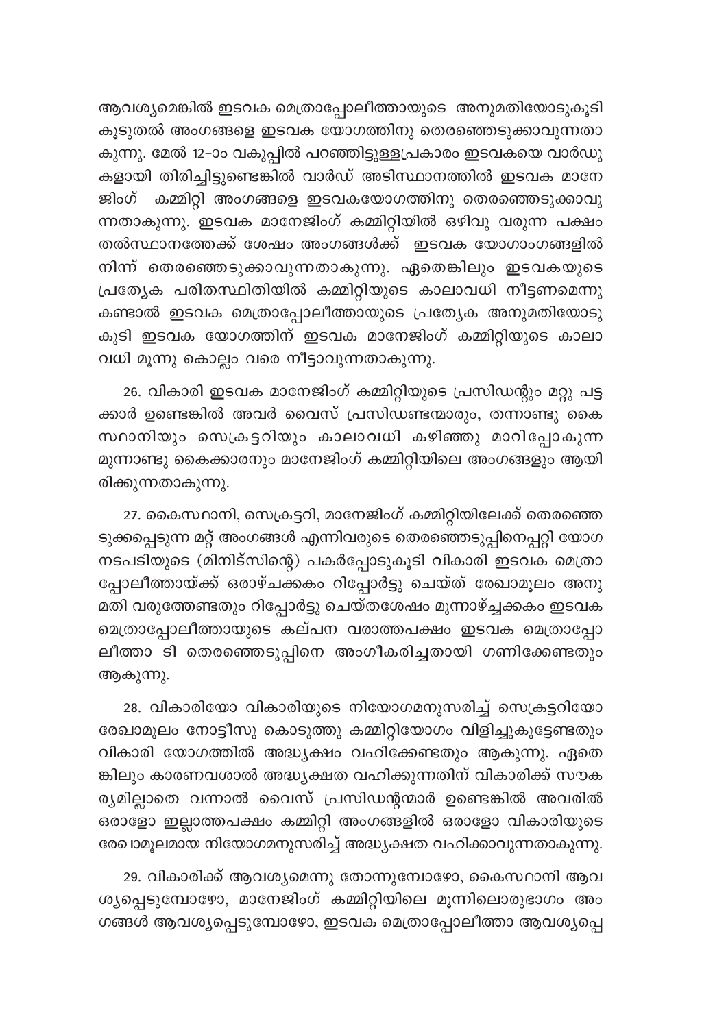ആവശ്യമെങ്കിൽ ഇടവക മെത്രാപ്പോലീത്തായുടെ അനുമതിയോടുകൂടി കൂടുതൽ അംഗങ്ങളെ ഇടവക യോഗത്തിനു തെരഞ്ഞെടുക്കാവുന്നതാകുന്നു. മേൽ 12-ാം വകുപ്പിൽ പറഞ്ഞിട്ടുള്ളപ്രകാരം ഇടവകയെ വാർഡുകളായി തിരിച്ചിട്ടുണ്ടെങ്കിൽ വാർഡ് അടിസ്ഥാനത്തിൽ ഇടവക മാനേജിംഗ് കമ്മിറ്റി അംഗങ്ങളെ ഇടവകയോഗത്തിനു തെരഞ്ഞെടുക്കാവുന്നതാകുന്നു. ഇടവക മാനേജിംഗ് കമ്മിറ്റിയിൽ ഒഴിവു വരുന്ന പക്ഷം തൽസ്ഥാനത്തേക്ക് ശേഷം അംഗങ്ങൾക്ക് ഇടവക യോഗാംഗങ്ങളിൽ നിന്ന് തെരഞ്ഞെടുക്കാവുന്നതാകുന്നു. ഏതെങ്കിലും ഇടവകയുടെ പ്രത്യേക പരിതസ്ഥിതിയിൽ കമ്മിറ്റിയുടെ കാലാവധി നീട്ടണമെന്നു കണ്ടാൽ ഇടവക മെത്രാപ്പോലീത്തായുടെ പ്രത്യേക അനുമതിയോടുകൂടി ഇടവക യോഗത്തിന് ഇടവക മാനേജിംഗ് കമ്മിറ്റിയുടെ കാലാവധി മൂന്നു കൊല്ലം വരെ നീട്ടാവുന്നതാകുന്നു.

26. വികാരി ഇടവക മാനേജിംഗ് കമ്മിറ്റിയുടെ പ്രസിഡന്റും മറ്റു പട്ടക്കാർ ഉണ്ടെങ്കിൽ അവർ വൈസ് പ്രസിഡണ്ടന്മാരും, തന്നാണ്ടു കൈസ്ഥാനിയും സെക്രട്ടറിയും കാലാവധി കഴിഞ്ഞു മാറിപ്പോകുന്ന മുന്നാണ്ടു കൈക്കാരനും മാനേജിംഗ് കമ്മിറ്റിയിലെ അംഗങ്ങളും ആയിരിക്കുന്നതാകുന്നു.

27. കൈസ്ഥാനി, സെക്രട്ടറി, മാനേജിംഗ് കമ്മിറ്റിയിലേക്ക് തെരഞ്ഞെടുക്കപ്പെടുന്ന മറ്റ് അംഗങ്ങൾ എന്നിവരുടെ തെരഞ്ഞെടുപ്പിനെപ്പറ്റി യോഗ നടപടിയുടെ (മിനിട്സിന്റെ) പകർപ്പോടുകൂടി വികാരി ഇടവക മെത്രാപ്പോലീത്തായ്ക്ക് ഒരാഴ്ചക്കകം റിപ്പോർട്ടു ചെയ്ത് രേഖാമൂലം അനുമതി വരുത്തേണ്ടതും റിപ്പോർട്ടു ചെയ്തശേഷം മൂന്നാഴ്ച്ചക്കകം ഇടവക മെത്രാപ്പോലീത്തായുടെ കല്പന വരാത്തപക്ഷം ഇടവക മെത്രാപ്പോലീത്താ ടി തെരഞ്ഞെടുപ്പിനെ അംഗീകരിച്ചതായി ഗണിക്കേണ്ടതും ആകുന്നു.

28. വികാരിയോ വികാരിയുടെ നിയോഗമനുസരിച്ച് സെക്രട്ടറിയോ രേഖാമൂലം നോട്ടീസു കൊടുത്തു കമ്മിറ്റിയോഗം വിളിച്ചുകൂട്ടേണ്ടതും വികാരി യോഗത്തിൽ അദ്ധ്യക്ഷം വഹിക്കേണ്ടതും ആകുന്നു. ഏതെങ്കിലും കാരണവശാൽ അദ്ധ്യക്ഷത വഹിക്കുന്നതിന് വികാരിക്ക് സൗകര്യമില്ലാതെ വന്നാൽ വൈസ് പ്രസിഡന്റന്മാർ ഉണ്ടെങ്കിൽ അവരിൽ ഒരാളോ ഇല്ലാത്തപക്ഷം കമ്മിറ്റി അംഗങ്ങളിൽ ഒരാളോ വികാരിയുടെ രേഖാമൂലമായ നിയോഗമനുസരിച്ച് അദ്ധ്യക്ഷത വഹിക്കാവുന്നതാകുന്നു.

29. വികാരിക്ക് ആവശ്യമെന്നു തോന്നുമ്പോഴോ, കൈസ്ഥാനി ആവശ്യപ്പെടുമ്പോഴോ, മാനേജിംഗ് കമ്മിറ്റിയിലെ മൂന്നിലൊരുഭാഗം അംഗങ്ങൾ ആവശ്യപ്പെടുമ്പോഴോ, ഇടവക മെത്രാപ്പോലീത്താ ആവശ്യപ്പെ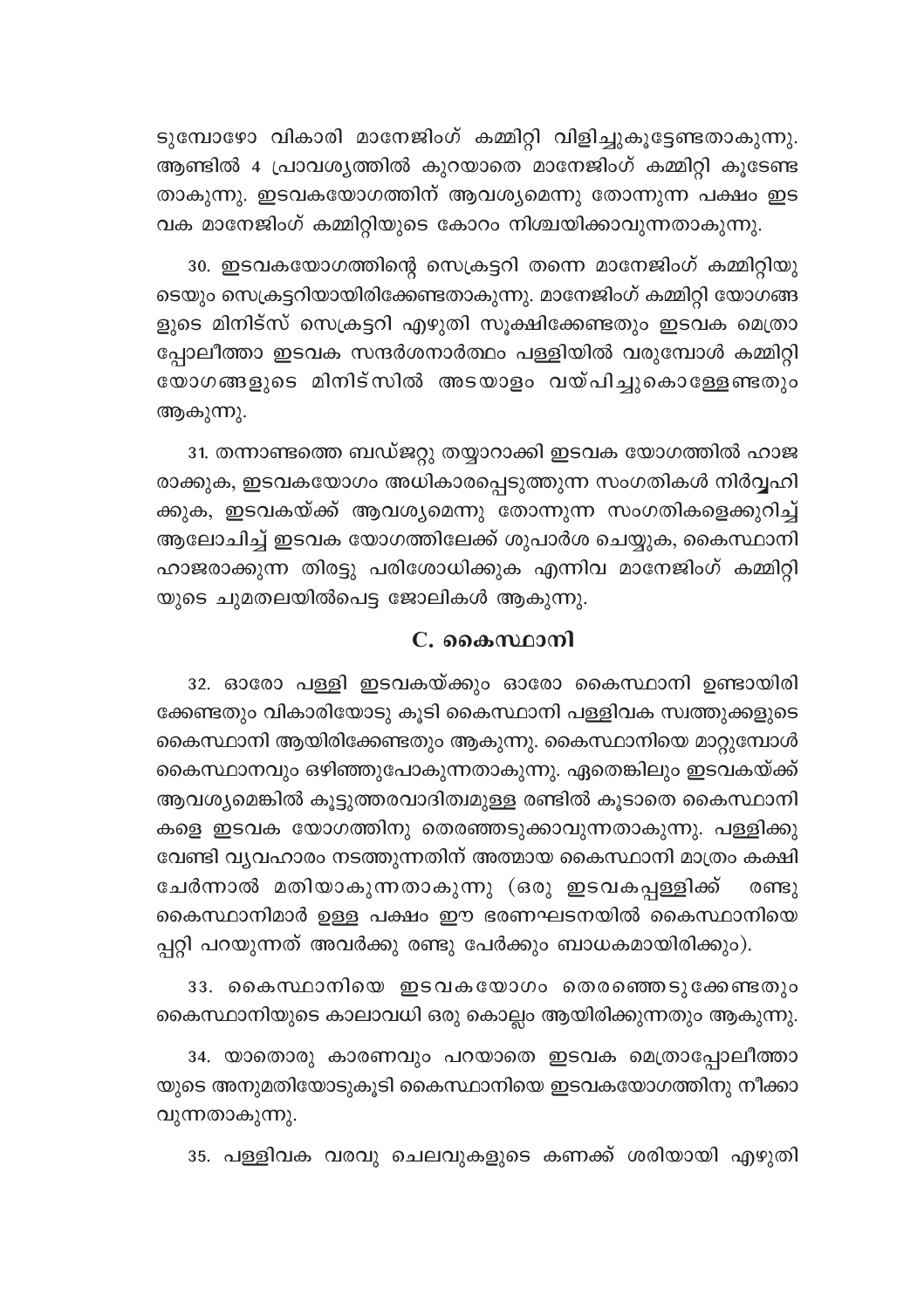ടുമ്പോഴോ വികാരി മാനേജിംഗ് കമ്മിറ്റി വിളിച്ചുകൂട്ടേണ്ടതാകുന്നു. ആണ്ടിൽ 4 പ്രാവശ്യത്തിൽ കുറയാതെ മാനേജിംഗ് കമ്മിറ്റി കൂടേണ്ട താകുന്നു. ഇടവകയോഗത്തിന് ആവശ്യമെന്നു തോന്നുന്ന പക്ഷം ഇട വക മാനേജിംഗ് കമ്മിറ്റിയുടെ കോറം നിശ്ചയിക്കാവുന്നതാകുന്നു.

30. ഇടവകയോഗത്തിന്റെ സെക്രട്ടറി തന്നെ മാനേജിംഗ് കമ്മിറ്റിയു ടെയും സെക്രട്ടറിയായിരിക്കേണ്ടതാകുന്നു. മാനേജിംഗ് കമ്മിറ്റി യോഗങ്ങ ളുടെ മിനിട്സ് സെക്രട്ടറി എഴുതി സൂക്ഷിക്കേണ്ടതും ഇടവക മെത്രാ പ്പോലീത്താ ഇടവക സന്ദർശനാർത്ഥം പള്ളിയിൽ വരുമ്പോൾ കമ്മിറ്റി യോഗങ്ങളുടെ മിനിട്സിൽ അടയാളം വയ്പിച്ചുകൊള്ളേണ്ടതും ആകുന്നു.

31. തന്നാണ്ടത്തെ ബഡ്ജറ്റു തയ്യാറാക്കി ഇടവക യോഗത്തിൽ ഹാജ രാക്കുക, ഇടവകയോഗം അധികാരപ്പെടുത്തുന്ന സംഗതികൾ നിർവ്വഹി ക്കുക, ഇടവകയ്ക്ക് ആവശ്യമെന്നു തോന്നുന്ന സംഗതികളെക്കുറിച്ച് ആലോചിച്ച് ഇടവക യോഗത്തിലേക്ക് ശുപാർശ ചെയ്യുക, കൈസ്ഥാനി ഹാജരാക്കുന്ന തിരട്ടു പരിശോധിക്കുക എന്നിവ മാനേജിംഗ് കമ്മിറ്റി യുടെ ചുമതലയിൽപെട്ട ജോലികൾ ആകുന്നു.

## C. കൈസ്ഥാനി

32. ഓരോ പള്ളി ഇടവകയ്ക്കും ഓരോ കൈസ്ഥാനി ഉണ്ടായിരി ക്കേണ്ടതും വികാരിയോടു കൂടി കൈസ്ഥാനി പള്ളിവക സ്വത്തുക്കളുടെ കൈസ്ഥാനി ആയിരിക്കേണ്ടതും ആകുന്നു. കൈസ്ഥാനിയെ മാറ്റുമ്പോൾ കൈസ്ഥാനവും ഒഴിഞ്ഞുപോകുന്നതാകുന്നു. ഏതെങ്കിലും ഇടവകയ്ക്ക് ആവശ്യമെങ്കിൽ കൂട്ടുത്തരവാദിത്വമുള്ള രണ്ടിൽ കൂടാതെ കൈസ്ഥാനി കളെ ഇടവക യോഗത്തിനു തെരഞ്ഞടുക്കാവുന്നതാകുന്നു. പള്ളിക്കു വേണ്ടി വ്യവഹാരം നടത്തുന്നതിന് അത്മായ കൈസ്ഥാനി മാത്രം കക്ഷി ചേർന്നാൽ മതിയാകുന്നതാകുന്നു (ഒരു ഇടവകപ്പള്ളിക്ക് രണ്ടു കൈസ്ഥാനിമാർ ഉള്ള പക്ഷം ഈ ഭരണഘടനയിൽ കൈസ്ഥാനിയെ പ്പറ്റി പറയുന്നത് അവർക്കു രണ്ടു പേർക്കും ബാധകമായിരിക്കും).

33. കൈസ്ഥാനിയെ ഇടവകയോഗം തെരഞ്ഞെടുക്കേണ്ടതും കൈസ്ഥാനിയുടെ കാലാവധി ഒരു കൊല്ലം ആയിരിക്കുന്നതും ആകുന്നു.

34. യാതൊരു കാരണവും പറയാതെ ഇടവക മെത്രാപ്പോലീത്താ യുടെ അനുമതിയോടുകൂടി കൈസ്ഥാനിയെ ഇടവകയോഗത്തിനു നീക്കാ വുന്നതാകുന്നു.

35. പള്ളിവക വരവു ചെലവുകളുടെ കണക്ക് ശരിയായി എഴുതി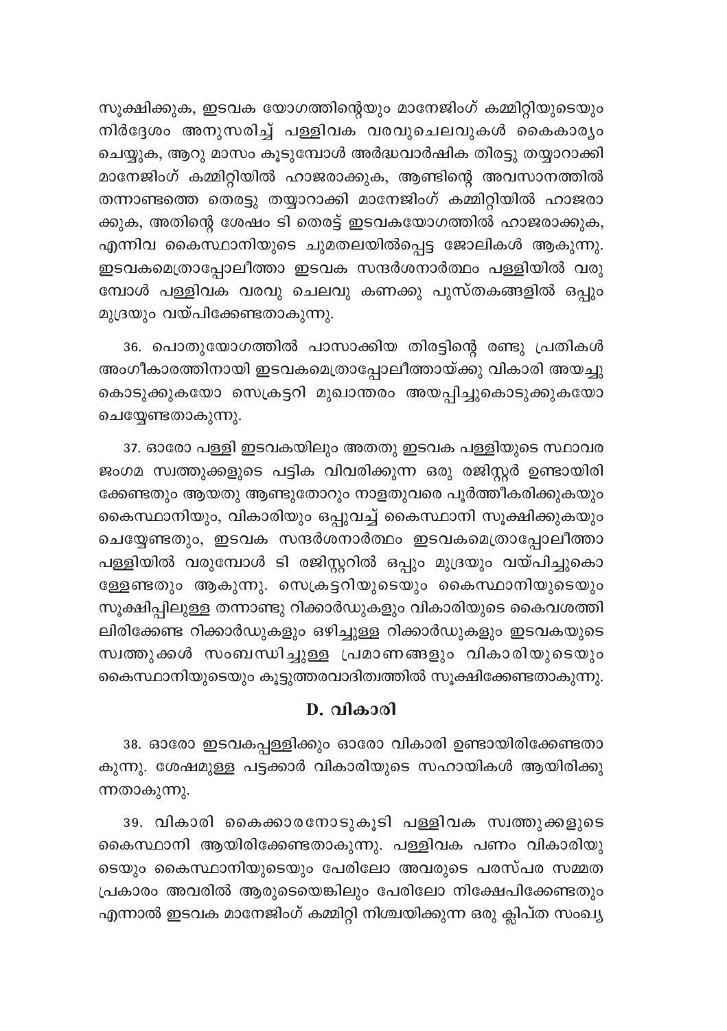സൂക്ഷിക്കുക, ഇടവക യോഗത്തിന്റെയും മാനേജിംഗ് കമ്മിറ്റിയുടെയും നിർദ്ദേശം അനുസരിച്ച് പള്ളിവക വരവുചെലവുകൾ കൈകാര്യം ചെയ്യുക, ആറു മാസം കൂടുമ്പോൾ അർദ്ധവാർഷിക തിരട്ടു തയ്യാറാക്കി മാനേജിംഗ് കമ്മിറ്റിയിൽ ഹാജരാക്കുക, ആണ്ടിന്റെ അവസാനത്തിൽ തന്നാണ്ടത്തെ തെരട്ടു തയ്യാറാക്കി മാനേജിംഗ് കമ്മിറ്റിയിൽ ഹാജരാക്കുക, അതിന്റെ ശേഷം ടി തെരട്ട് ഇടവകയോഗത്തിൽ ഹാജരാക്കുക, എന്നിവ കൈസ്ഥാനിയുടെ ചുമതലയിൽപ്പെട്ട ജോലികൾ ആകുന്നു. ഇടവകമെത്രാപ്പോലീത്താ ഇടവക സന്ദർശനാർത്ഥം പള്ളിയിൽ വരുമ്പോൾ പള്ളിവക വരവു ചെലവു കണക്കു പുസ്തകങ്ങളിൽ ഒപ്പും മുദ്രയും വയ്പിക്കേണ്ടതാകുന്നു.

36. പൊതുയോഗത്തിൽ പാസാക്കിയ തിരട്ടിന്റെ രണ്ടു പ്രതികൾ അംഗീകാരത്തിനായി ഇടവകമെത്രാപ്പോലീത്തായ്ക്കു വികാരി അയച്ചു കൊടുക്കുകയോ സെക്രട്ടറി മുഖാന്തരം അയപ്പിച്ചുകൊടുക്കുകയോ ചെയ്യേണ്ടതാകുന്നു.

37. ഓരോ പള്ളി ഇടവകയിലും അതതു ഇടവക പള്ളിയുടെ സ്ഥാവര ജംഗമ സ്വത്തുക്കളുടെ പട്ടിക വിവരിക്കുന്ന ഒരു രജിസ്റ്റർ ഉണ്ടായിരിക്കേണ്ടതും ആയതു ആണ്ടുതോറും നാളതുവരെ പൂർത്തീകരിക്കുകയും കൈസ്ഥാനിയും, വികാരിയും ഒപ്പുവച്ച് കൈസ്ഥാനി സൂക്ഷിക്കുകയും ചെയ്യേണ്ടതും, ഇടവക സന്ദർശനാർത്ഥം ഇടവകമെത്രാപ്പോലീത്താ പള്ളിയിൽ വരുമ്പോൾ ടി രജിസ്റ്ററിൽ ഒപ്പും മുദ്രയും വയ്പിച്ചുകൊള്ളേണ്ടതും ആകുന്നു. സെക്രട്ടറിയുടെയും കൈസ്ഥാനിയുടെയും സൂക്ഷിപ്പിലുള്ള തന്നാണ്ടു റിക്കാർഡുകളും വികാരിയുടെ കൈവശത്തിലിരിക്കേണ്ട റിക്കാർഡുകളും ഒഴിച്ചുള്ള റിക്കാർഡുകളും ഇടവകയുടെ സ്വത്തുക്കൾ സംബന്ധിച്ചുള്ള പ്രമാണങ്ങളും വികാരിയുടെയും കൈസ്ഥാനിയുടെയും കൂട്ടുത്തരവാദിത്വത്തിൽ സൂക്ഷിക്കേണ്ടതാകുന്നു.

## D. വികാരി

38. ഓരോ ഇടവകപ്പള്ളിക്കും ഓരോ വികാരി ഉണ്ടായിരിക്കേണ്ടതാകുന്നു. ശേഷമുള്ള പട്ടക്കാർ വികാരിയുടെ സഹായികൾ ആയിരിക്കുന്നതാകുന്നു.

39. വികാരി കൈക്കാരനോടുകൂടി പള്ളിവക സ്വത്തുക്കളുടെ കൈസ്ഥാനി ആയിരിക്കേണ്ടതാകുന്നു. പള്ളിവക പണം വികാരിയുടെയും കൈസ്ഥാനിയുടെയും പേരിലോ അവരുടെ പരസ്പര സമ്മത പ്രകാരം അവരിൽ ആരുടെയെങ്കിലും പേരിലോ നിക്ഷേപിക്കേണ്ടതും എന്നാൽ ഇടവക മാനേജിംഗ് കമ്മിറ്റി നിശ്ചയിക്കുന്ന ഒരു ക്ലിപ്ത സംഖ്യ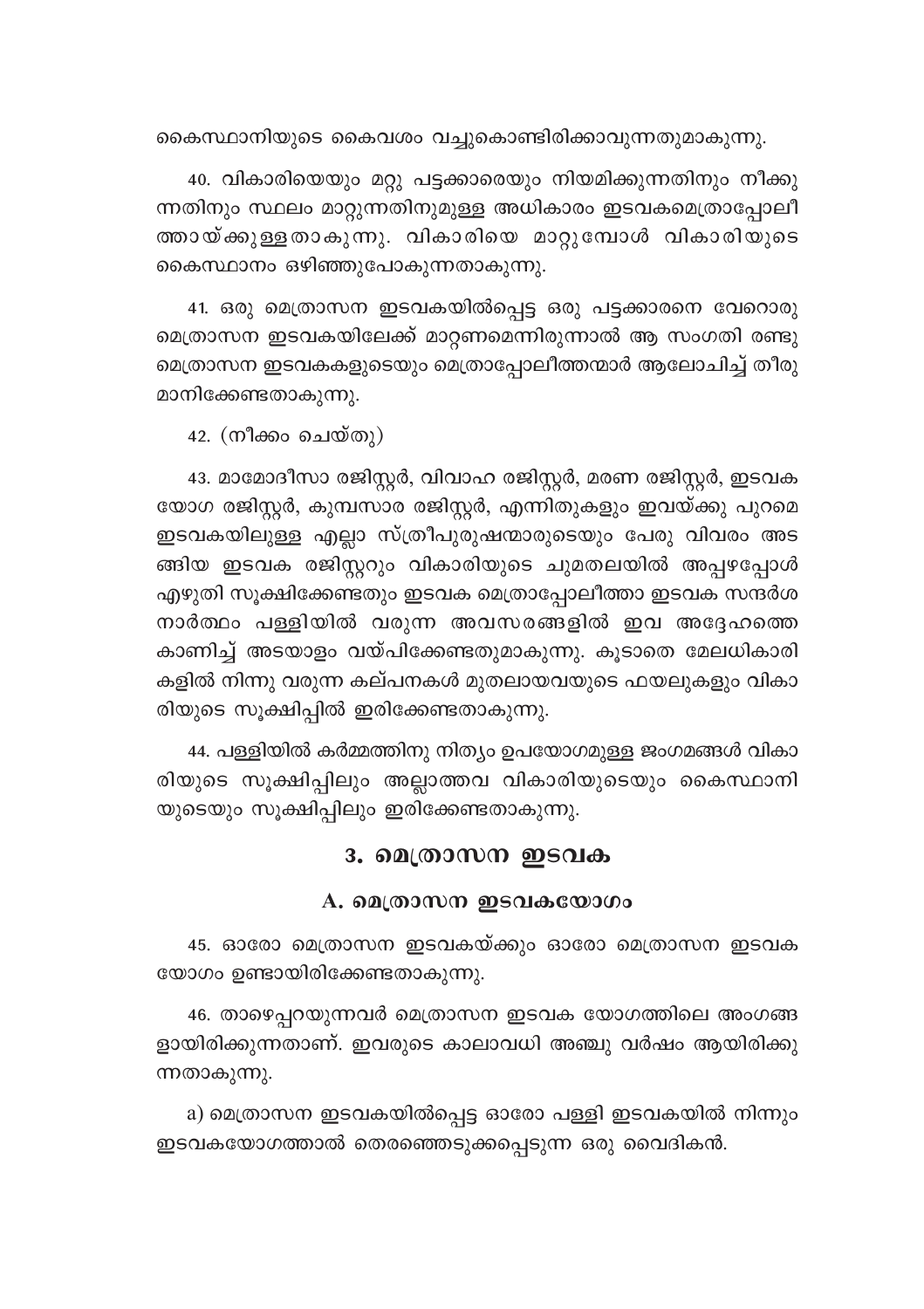കൈസ്ഥാനിയുടെ കൈവശം വച്ചുകൊണ്ടിരിക്കാവുന്നതുമാകുന്നു.

40. വികാരിയെയും മറ്റു പട്ടക്കാരെയും നിയമിക്കുന്നതിനും നീക്കുന്നതിനും സ്ഥലം മാറ്റുന്നതിനുമുള്ള അധികാരം ഇടവകമെത്രാപ്പോലീത്തായ്ക്കുള്ളതാകുന്നു. വികാരിയെ മാറ്റുമ്പോൾ വികാരിയുടെ കൈസ്ഥാനം ഒഴിഞ്ഞുപോകുന്നതാകുന്നു.

41. ഒരു മെത്രാസന ഇടവകയിൽപ്പെട്ട ഒരു പട്ടക്കാരനെ വേറൊരു മെത്രാസന ഇടവകയിലേക്ക് മാറ്റണമെന്നിരുന്നാൽ ആ സംഗതി രണ്ടു മെത്രാസന ഇടവകകളുടെയും മെത്രാപ്പോലീത്തന്മാർ ആലോചിച്ച് തീരുമാനിക്കേണ്ടതാകുന്നു.

42. (നീക്കം ചെയ്തു)

43. മാമോദീസാ രജിസ്റ്റർ, വിവാഹ രജിസ്റ്റർ, മരണ രജിസ്റ്റർ, ഇടവക യോഗ രജിസ്റ്റർ, കുമ്പസാര രജിസ്റ്റർ, എന്നിതുകളും ഇവയ്ക്കു പുറമെ ഇടവകയിലുള്ള എല്ലാ സ്ത്രീപുരുഷന്മാരുടെയും പേരു വിവരം അടങ്ങിയ ഇടവക രജിസ്റ്ററും വികാരിയുടെ ചുമതലയിൽ അപ്പഴപ്പോൾ എഴുതി സൂക്ഷിക്കേണ്ടതും ഇടവക മെത്രാപ്പോലീത്താ ഇടവക സന്ദർശനാർത്ഥം പള്ളിയിൽ വരുന്ന അവസരങ്ങളിൽ ഇവ അദ്ദേഹത്തെ കാണിച്ച് അടയാളം വയ്പിക്കേണ്ടതുമാകുന്നു. കൂടാതെ മേലധികാരികളിൽ നിന്നു വരുന്ന കല്പനകൾ മുതലായവയുടെ ഫയലുകളും വികാരിയുടെ സൂക്ഷിപ്പിൽ ഇരിക്കേണ്ടതാകുന്നു.

44. പള്ളിയിൽ കർമ്മത്തിനു നിത്യം ഉപയോഗമുള്ള ജംഗമങ്ങൾ വികാരിയുടെ സൂക്ഷിപ്പിലും അല്ലാത്തവ വികാരിയുടെയും കൈസ്ഥാനിയുടെയും സൂക്ഷിപ്പിലും ഇരിക്കേണ്ടതാകുന്നു.

## 3. മെത്രാസന ഇടവക

### A. മെത്രാസന ഇടവകയോഗം

45. ഓരോ മെത്രാസന ഇടവകയ്ക്കും ഓരോ മെത്രാസന ഇടവക യോഗം ഉണ്ടായിരിക്കേണ്ടതാകുന്നു.

46. താഴെപ്പറയുന്നവർ മെത്രാസന ഇടവക യോഗത്തിലെ അംഗങ്ങളായിരിക്കുന്നതാണ്. ഇവരുടെ കാലാവധി അഞ്ചു വർഷം ആയിരിക്കുന്നതാകുന്നു.

a) മെത്രാസന ഇടവകയിൽപ്പെട്ട ഓരോ പള്ളി ഇടവകയിൽ നിന്നും ഇടവകയോഗത്താൽ തെരഞ്ഞെടുക്കപ്പെടുന്ന ഒരു വൈദികൻ.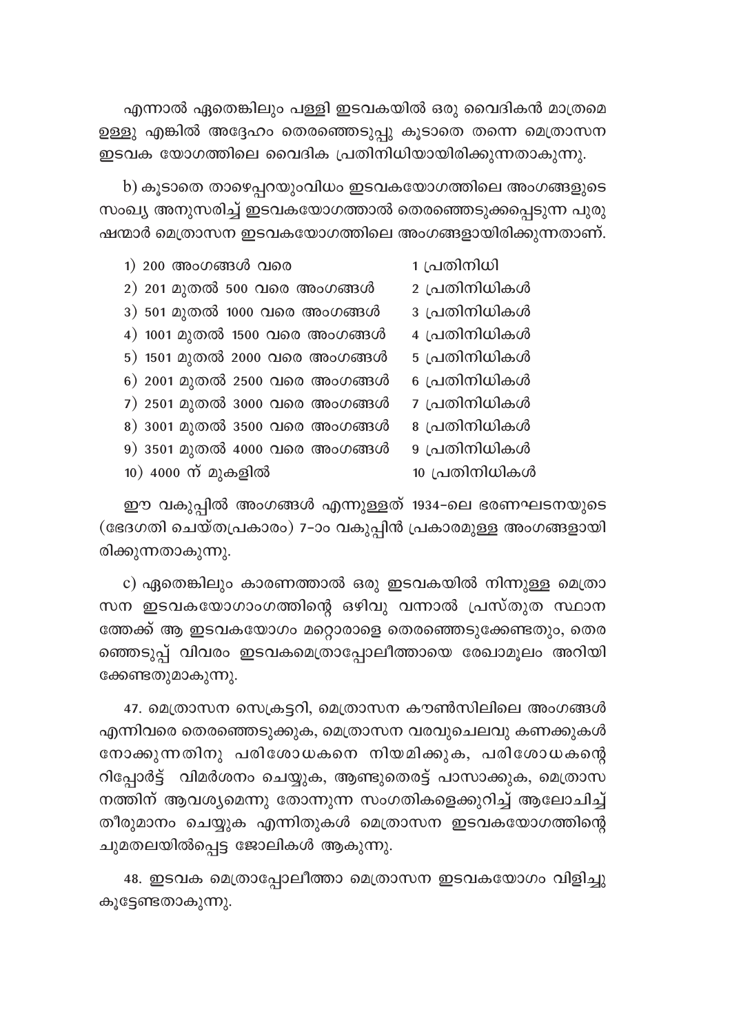എന്നാൽ ഏതെങ്കിലും പള്ളി ഇടവകയിൽ ഒരു വൈദികൻ മാത്രമെ ഉള്ളു എങ്കിൽ അദ്ദേഹം തെരഞ്ഞെടുപ്പു കൂടാതെ തന്നെ മെത്രാസന ഇടവക യോഗത്തിലെ വൈദിക പ്രതിനിധിയായിരിക്കുന്നതാകുന്നു.

b) കൂടാതെ താഴെപ്പറയുംവിധം ഇടവകയോഗത്തിലെ അംഗങ്ങളുടെ സംഖ്യ അനുസരിച്ച് ഇടവകയോഗത്താൽ തെരഞ്ഞെടുക്കപ്പെടുന്ന പുരുഷന്മാർ മെത്രാസന ഇടവകയോഗത്തിലെ അംഗങ്ങളായിരിക്കുന്നതാണ്.

| | |
|---|---|
| 1) 200 അംഗങ്ങൾ വരെ | 1 പ്രതിനിധി |
| 2) 201 മുതൽ 500 വരെ അംഗങ്ങൾ | 2 പ്രതിനിധികൾ |
| 3) 501 മുതൽ 1000 വരെ അംഗങ്ങൾ | 3 പ്രതിനിധികൾ |
| 4) 1001 മുതൽ 1500 വരെ അംഗങ്ങൾ | 4 പ്രതിനിധികൾ |
| 5) 1501 മുതൽ 2000 വരെ അംഗങ്ങൾ | 5 പ്രതിനിധികൾ |
| 6) 2001 മുതൽ 2500 വരെ അംഗങ്ങൾ | 6 പ്രതിനിധികൾ |
| 7) 2501 മുതൽ 3000 വരെ അംഗങ്ങൾ | 7 പ്രതിനിധികൾ |
| 8) 3001 മുതൽ 3500 വരെ അംഗങ്ങൾ | 8 പ്രതിനിധികൾ |
| 9) 3501 മുതൽ 4000 വരെ അംഗങ്ങൾ | 9 പ്രതിനിധികൾ |
| 10) 4000 ന് മുകളിൽ | 10 പ്രതിനിധികൾ |

ഈ വകുപ്പിൽ അംഗങ്ങൾ എന്നുള്ളത് 1934-ലെ ഭരണഘടനയുടെ (ഭേദഗതി ചെയ്തപ്രകാരം) 7-ാം വകുപ്പിൻ പ്രകാരമുള്ള അംഗങ്ങളായിരിക്കുന്നതാകുന്നു.

c) ഏതെങ്കിലും കാരണത്താൽ ഒരു ഇടവകയിൽ നിന്നുള്ള മെത്രാസന ഇടവകയോഗാംഗത്തിന്റെ ഒഴിവു വന്നാൽ പ്രസ്തുത സ്ഥാനത്തേക്ക് ആ ഇടവകയോഗം മറ്റൊരാളെ തെരഞ്ഞെടുക്കേണ്ടതും, തെരഞ്ഞെടുപ്പ് വിവരം ഇടവകമെത്രാപ്പോലീത്തായെ രേഖാമൂലം അറിയിക്കേണ്ടതുമാകുന്നു.

47. മെത്രാസന സെക്രട്ടറി, മെത്രാസന കൗൺസിലിലെ അംഗങ്ങൾ എന്നിവരെ തെരഞ്ഞെടുക്കുക, മെത്രാസന വരവുചെലവു കണക്കുകൾ നോക്കുന്നതിനു പരിശോധകനെ നിയമിക്കുക, പരിശോധകന്റെ റിപ്പോർട്ട് വിമർശനം ചെയ്യുക, ആണ്ടുതെരട്ട് പാസാക്കുക, മെത്രാസനത്തിന് ആവശ്യമെന്നു തോന്നുന്ന സംഗതികളെക്കുറിച്ച് ആലോചിച്ച് തീരുമാനം ചെയ്യുക എന്നിതുകൾ മെത്രാസന ഇടവകയോഗത്തിന്റെ ചുമതലയിൽപ്പെട്ട ജോലികൾ ആകുന്നു.

48. ഇടവക മെത്രാപ്പോലീത്താ മെത്രാസന ഇടവകയോഗം വിളിച്ചുകൂട്ടേണ്ടതാകുന്നു.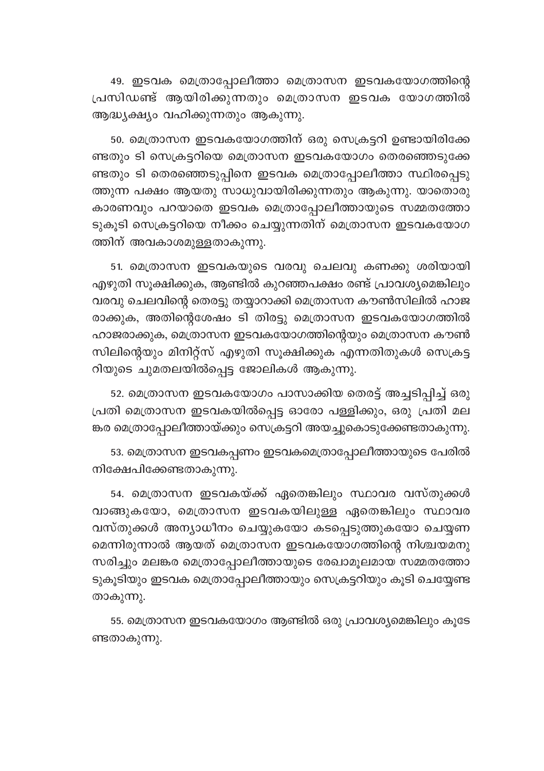49. ഇടവക മെത്രാപ്പോലീത്താ മെത്രാസന ഇടവകയോഗത്തിന്റെ പ്രസിഡണ്ട് ആയിരിക്കുന്നതും മെത്രാസന ഇടവക യോഗത്തിൽ ആദ്ധ്യക്ഷ്യം വഹിക്കുന്നതും ആകുന്നു.

50. മെത്രാസന ഇടവകയോഗത്തിന് ഒരു സെക്രട്ടറി ഉണ്ടായിരിക്കേണ്ടതും ടി സെക്രട്ടറിയെ മെത്രാസന ഇടവകയോഗം തെരഞ്ഞെടുക്കേണ്ടതും ടി തെരഞ്ഞെടുപ്പിനെ ഇടവക മെത്രാപ്പോലീത്താ സ്ഥിരപ്പെടുത്തുന്ന പക്ഷം ആയതു സാധുവായിരിക്കുന്നതും ആകുന്നു. യാതൊരു കാരണവും പറയാതെ ഇടവക മെത്രാപ്പോലീത്തായുടെ സമ്മതത്തോടുകൂടി സെക്രട്ടറിയെ നീക്കം ചെയ്യുന്നതിന് മെത്രാസന ഇടവകയോഗത്തിന് അവകാശമുള്ളതാകുന്നു.

51. മെത്രാസന ഇടവകയുടെ വരവു ചെലവു കണക്കു ശരിയായി എഴുതി സൂക്ഷിക്കുക, ആണ്ടിൽ കുറഞ്ഞപക്ഷം രണ്ട് പ്രാവശ്യമെങ്കിലും വരവു ചെലവിന്റെ തെരട്ടു തയ്യാറാക്കി മെത്രാസന കൗൺസിലിൽ ഹാജരാക്കുക, അതിന്റെശേഷം ടി തിരട്ടു മെത്രാസന ഇടവകയോഗത്തിൽ ഹാജരാക്കുക, മെത്രാസന ഇടവകയോഗത്തിന്റെയും മെത്രാസന കൗൺസിലിന്റെയും മിനിറ്റ്സ് എഴുതി സൂക്ഷിക്കുക എന്നതിതുകൾ സെക്രട്ടറിയുടെ ചുമതലയിൽപ്പെട്ട ജോലികൾ ആകുന്നു.

52. മെത്രാസന ഇടവകയോഗം പാസാക്കിയ തെരട്ട് അച്ചടിപ്പിച്ച് ഒരു പ്രതി മെത്രാസന ഇടവകയിൽപ്പെട്ട ഓരോ പള്ളിക്കും, ഒരു പ്രതി മലങ്കര മെത്രാപ്പോലീത്തായ്ക്കും സെക്രട്ടറി അയച്ചുകൊടുക്കേണ്ടതാകുന്നു.

53. മെത്രാസന ഇടവകപ്പണം ഇടവകമെത്രാപ്പോലീത്തായുടെ പേരിൽ നിക്ഷേപിക്കേണ്ടതാകുന്നു.

54. മെത്രാസന ഇടവകയ്ക്ക് ഏതെങ്കിലും സ്ഥാവര വസ്തുക്കൾ വാങ്ങുകയോ, മെത്രാസന ഇടവകയിലുള്ള ഏതെങ്കിലും സ്ഥാവര വസ്തുക്കൾ അന്യാധീനം ചെയ്യുകയോ കടപ്പെടുത്തുകയോ ചെയ്യണമെന്നിരുന്നാൽ ആയത് മെത്രാസന ഇടവകയോഗത്തിന്റെ നിശ്ചയമനുസരിച്ചും മലങ്കര മെത്രാപ്പോലീത്തായുടെ രേഖാമൂലമായ സമ്മതത്തോടുകൂടിയും ഇടവക മെത്രാപ്പോലീത്തായും സെക്രട്ടറിയും കൂടി ചെയ്യേണ്ടതാകുന്നു.

55. മെത്രാസന ഇടവകയോഗം ആണ്ടിൽ ഒരു പ്രാവശ്യമെങ്കിലും കൂടേണ്ടതാകുന്നു.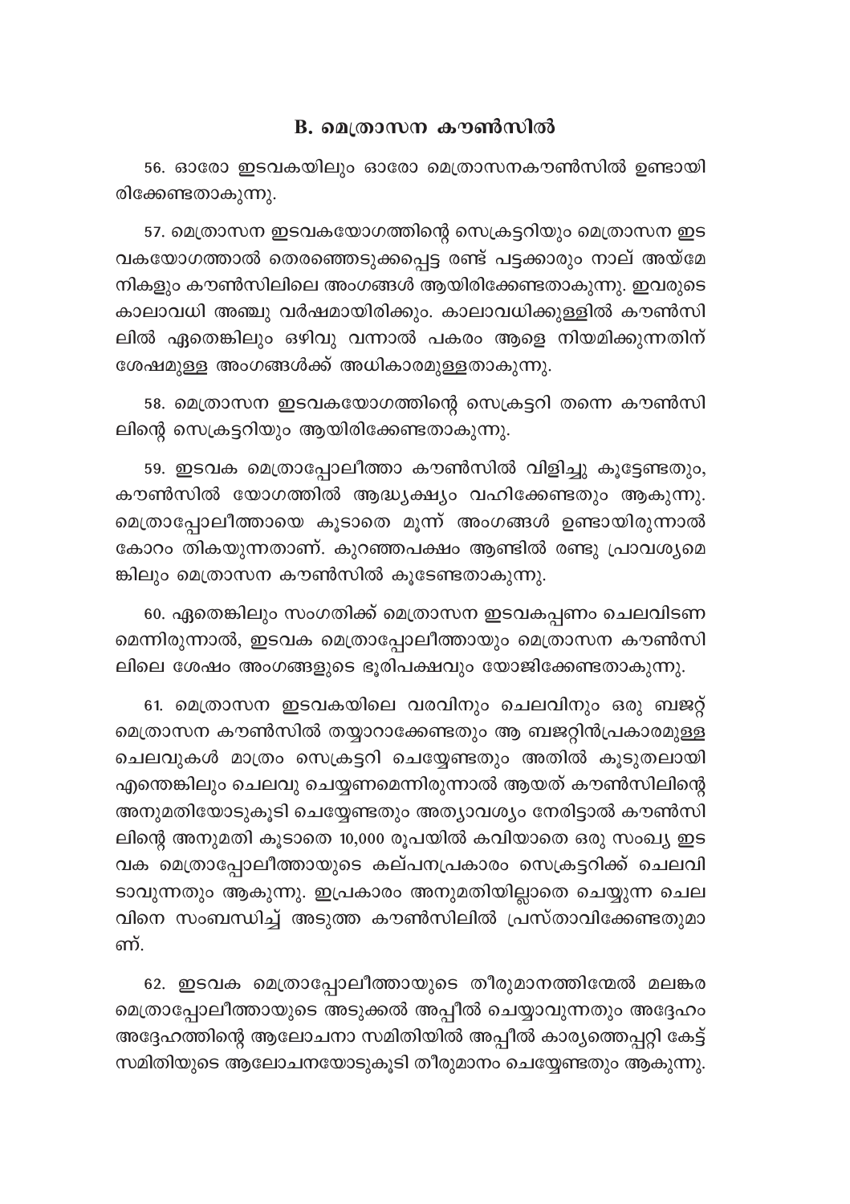## B. മെത്രാസന കൗൺസിൽ

56. ഓരോ ഇടവകയിലും ഓരോ മെത്രാസനകൗൺസിൽ ഉണ്ടായിരിക്കേണ്ടതാകുന്നു.

57. മെത്രാസന ഇടവകയോഗത്തിന്റെ സെക്രട്ടറിയും മെത്രാസന ഇടവകയോഗത്താൽ തെരഞ്ഞെടുക്കപ്പെട്ട രണ്ട് പട്ടക്കാരും നാല് അയ്മേനികളും കൗൺസിലിലെ അംഗങ്ങൾ ആയിരിക്കേണ്ടതാകുന്നു. ഇവരുടെ കാലാവധി അഞ്ചു വർഷമായിരിക്കും. കാലാവധിക്കുള്ളിൽ കൗൺസിലിൽ ഏതെങ്കിലും ഒഴിവു വന്നാൽ പകരം ആളെ നിയമിക്കുന്നതിന് ശേഷമുള്ള അംഗങ്ങൾക്ക് അധികാരമുള്ളതാകുന്നു.

58. മെത്രാസന ഇടവകയോഗത്തിന്റെ സെക്രട്ടറി തന്നെ കൗൺസിലിന്റെ സെക്രട്ടറിയും ആയിരിക്കേണ്ടതാകുന്നു.

59. ഇടവക മെത്രാപ്പോലീത്താ കൗൺസിൽ വിളിച്ചു കൂട്ടേണ്ടതും, കൗൺസിൽ യോഗത്തിൽ ആദ്ധ്യക്ഷ്യം വഹിക്കേണ്ടതും ആകുന്നു. മെത്രാപ്പോലീത്തായെ കൂടാതെ മൂന്ന് അംഗങ്ങൾ ഉണ്ടായിരുന്നാൽ കോറം തികയുന്നതാണ്. കുറഞ്ഞപക്ഷം ആണ്ടിൽ രണ്ടു പ്രാവശ്യമെങ്കിലും മെത്രാസന കൗൺസിൽ കൂടേണ്ടതാകുന്നു.

60. ഏതെങ്കിലും സംഗതിക്ക് മെത്രാസന ഇടവകപ്പണം ചെലവിടണമെന്നിരുന്നാൽ, ഇടവക മെത്രാപ്പോലീത്തായും മെത്രാസന കൗൺസിലിലെ ശേഷം അംഗങ്ങളുടെ ഭൂരിപക്ഷവും യോജിക്കേണ്ടതാകുന്നു.

61. മെത്രാസന ഇടവകയിലെ വരവിനും ചെലവിനും ഒരു ബജറ്റ് മെത്രാസന കൗൺസിൽ തയ്യാറാക്കേണ്ടതും ആ ബജറ്റിൻപ്രകാരമുള്ള ചെലവുകൾ മാത്രം സെക്രട്ടറി ചെയ്യേണ്ടതും അതിൽ കൂടുതലായി എന്തെങ്കിലും ചെലവു ചെയ്യണമെന്നിരുന്നാൽ ആയത് കൗൺസിലിന്റെ അനുമതിയോടുകൂടി ചെയ്യേണ്ടതും അത്യാവശ്യം നേരിട്ടാൽ കൗൺസിലിന്റെ അനുമതി കൂടാതെ 10,000 രൂപയിൽ കവിയാതെ ഒരു സംഖ്യ ഇടവക മെത്രാപ്പോലീത്തായുടെ കല്പനപ്രകാരം സെക്രട്ടറിക്ക് ചെലവിടാവുന്നതും ആകുന്നു. ഇപ്രകാരം അനുമതിയില്ലാതെ ചെയ്യുന്ന ചെലവിനെ സംബന്ധിച്ച് അടുത്ത കൗൺസിലിൽ പ്രസ്താവിക്കേണ്ടതുമാണ്.

62. ഇടവക മെത്രാപ്പോലീത്തായുടെ തീരുമാനത്തിന്മേൽ മലങ്കര മെത്രാപ്പോലീത്തായുടെ അടുക്കൽ അപ്പീൽ ചെയ്യാവുന്നതും അദ്ദേഹം അദ്ദേഹത്തിന്റെ ആലോചനാ സമിതിയിൽ അപ്പീൽ കാര്യത്തെപ്പറ്റി കേട്ട് സമിതിയുടെ ആലോചനയോടുകൂടി തീരുമാനം ചെയ്യേണ്ടതും ആകുന്നു.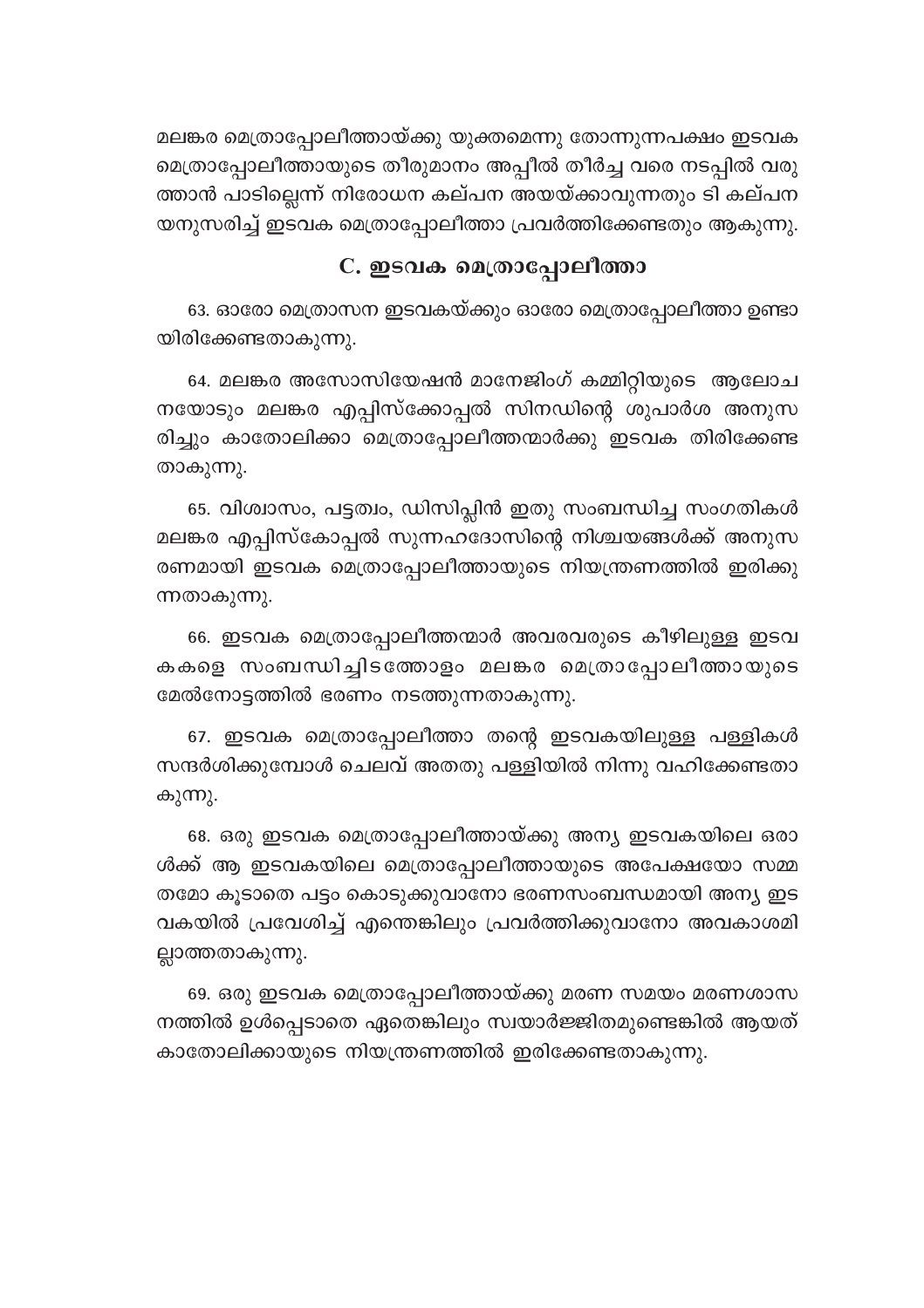മലങ്കര മെത്രാപ്പോലീത്തായ്ക്കു യുക്തമെന്നു തോന്നുന്നപക്ഷം ഇടവക മെത്രാപ്പോലീത്തായുടെ തീരുമാനം അപ്പീൽ തീർച്ച വരെ നടപ്പിൽ വരുത്താൻ പാടില്ലെന്ന് നിരോധന കല്പന അയയ്ക്കാവുന്നതും ടി കല്പനയനുസരിച്ച് ഇടവക മെത്രാപ്പോലീത്താ പ്രവർത്തിക്കേണ്ടതും ആകുന്നു.

## C. ഇടവക മെത്രാപ്പോലീത്താ

63. ഓരോ മെത്രാസന ഇടവകയ്ക്കും ഓരോ മെത്രാപ്പോലീത്താ ഉണ്ടായിരിക്കേണ്ടതാകുന്നു.

64. മലങ്കര അസോസിയേഷൻ മാനേജിംഗ് കമ്മിറ്റിയുടെ ആലോചനയോടും മലങ്കര എപ്പിസ്ക്കോപ്പൽ സിനഡിന്റെ ശുപാർശ അനുസരിച്ചും കാതോലിക്കാ മെത്രാപ്പോലീത്തന്മാർക്കു ഇടവക തിരിക്കേണ്ടതാകുന്നു.

65. വിശ്വാസം, പട്ടത്വം, ഡിസിപ്ലിൻ ഇതു സംബന്ധിച്ച സംഗതികൾ മലങ്കര എപ്പിസ്കോപ്പൽ സുന്നഹദോസിന്റെ നിശ്ചയങ്ങൾക്ക് അനുസരണമായി ഇടവക മെത്രാപ്പോലീത്തായുടെ നിയന്ത്രണത്തിൽ ഇരിക്കുന്നതാകുന്നു.

66. ഇടവക മെത്രാപ്പോലീത്തന്മാർ അവരവരുടെ കീഴിലുള്ള ഇടവകകളെ സംബന്ധിച്ചിടത്തോളം മലങ്കര മെത്രാപ്പോലീത്തായുടെ മേൽനോട്ടത്തിൽ ഭരണം നടത്തുന്നതാകുന്നു.

67. ഇടവക മെത്രാപ്പോലീത്താ തന്റെ ഇടവകയിലുള്ള പള്ളികൾ സന്ദർശിക്കുമ്പോൾ ചെലവ് അതതു പള്ളിയിൽ നിന്നു വഹിക്കേണ്ടതാകുന്നു.

68. ഒരു ഇടവക മെത്രാപ്പോലീത്തായ്ക്കു അന്യ ഇടവകയിലെ ഒരാൾക്ക് ആ ഇടവകയിലെ മെത്രാപ്പോലീത്തായുടെ അപേക്ഷയോ സമ്മതമോ കൂടാതെ പട്ടം കൊടുക്കുവാനോ ഭരണസംബന്ധമായി അന്യ ഇടവകയിൽ പ്രവേശിച്ച് എന്തെങ്കിലും പ്രവർത്തിക്കുവാനോ അവകാശമില്ലാത്തതാകുന്നു.

69. ഒരു ഇടവക മെത്രാപ്പോലീത്തായ്ക്കു മരണ സമയം മരണശാസനത്തിൽ ഉൾപ്പെടാതെ ഏതെങ്കിലും സ്വയാർജ്ജിതമുണ്ടെങ്കിൽ ആയത് കാതോലിക്കായുടെ നിയന്ത്രണത്തിൽ ഇരിക്കേണ്ടതാകുന്നു.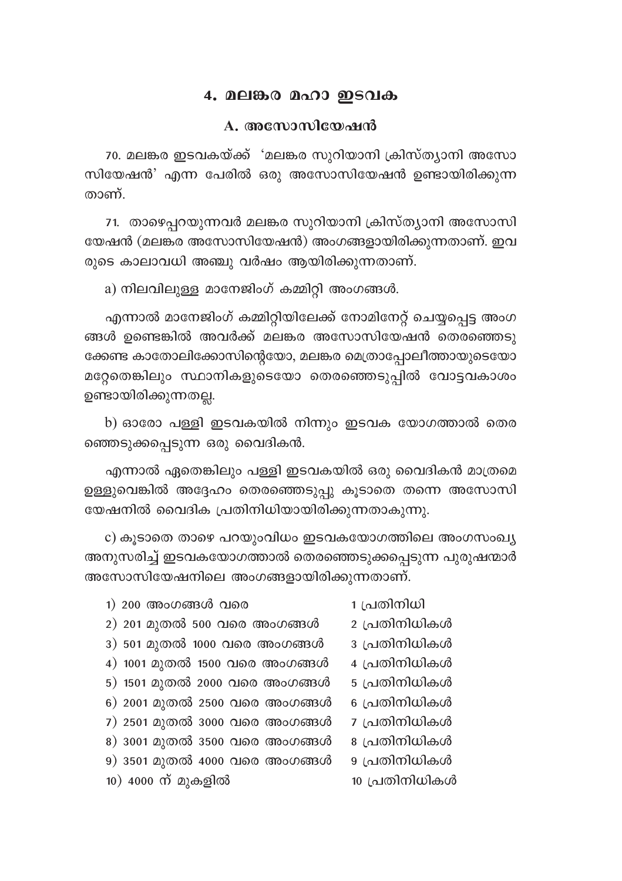## 4. മലങ്കര മഹാ ഇടവക

### A. അസോസിയേഷൻ

70. മലങ്കര ഇടവകയ്ക്ക് 'മലങ്കര സുറിയാനി ക്രിസ്ത്യാനി അസോസിയേഷൻ' എന്ന പേരിൽ ഒരു അസോസിയേഷൻ ഉണ്ടായിരിക്കുന്നതാണ്.

71. താഴെപ്പറയുന്നവർ മലങ്കര സുറിയാനി ക്രിസ്ത്യാനി അസോസിയേഷൻ (മലങ്കര അസോസിയേഷൻ) അംഗങ്ങളായിരിക്കുന്നതാണ്. ഇവരുടെ കാലാവധി അഞ്ചു വർഷം ആയിരിക്കുന്നതാണ്.

a) നിലവിലുള്ള മാനേജിംഗ് കമ്മിറ്റി അംഗങ്ങൾ.

എന്നാൽ മാനേജിംഗ് കമ്മിറ്റിയിലേക്ക് നോമിനേറ്റ് ചെയ്യപ്പെട്ട അംഗങ്ങൾ ഉണ്ടെങ്കിൽ അവർക്ക് മലങ്കര അസോസിയേഷൻ തെരഞ്ഞെടുക്കേണ്ട കാതോലിക്കോസിന്റെയോ, മലങ്കര മെത്രാപ്പോലീത്തായുടെയോ മറ്റേതെങ്കിലും സ്ഥാനികളുടെയോ തെരഞ്ഞെടുപ്പിൽ വോട്ടവകാശം ഉണ്ടായിരിക്കുന്നതല്ല.

b) ഓരോ പള്ളി ഇടവകയിൽ നിന്നും ഇടവക യോഗത്താൽ തെരഞ്ഞെടുക്കപ്പെടുന്ന ഒരു വൈദികൻ.

എന്നാൽ ഏതെങ്കിലും പള്ളി ഇടവകയിൽ ഒരു വൈദികൻ മാത്രമെ ഉള്ളുവെങ്കിൽ അദ്ദേഹം തെരഞ്ഞെടുപ്പു കൂടാതെ തന്നെ അസോസിയേഷനിൽ വൈദിക പ്രതിനിധിയായിരിക്കുന്നതാകുന്നു.

c) കൂടാതെ താഴെ പറയുംവിധം ഇടവകയോഗത്തിലെ അംഗസംഖ്യ അനുസരിച്ച് ഇടവകയോഗത്താൽ തെരഞ്ഞെടുക്കപ്പെടുന്ന പുരുഷന്മാർ അസോസിയേഷനിലെ അംഗങ്ങളായിരിക്കുന്നതാണ്.

| | |
|---|---|
| 1) 200 അംഗങ്ങൾ വരെ | 1 പ്രതിനിധി |
| 2) 201 മുതൽ 500 വരെ അംഗങ്ങൾ | 2 പ്രതിനിധികൾ |
| 3) 501 മുതൽ 1000 വരെ അംഗങ്ങൾ | 3 പ്രതിനിധികൾ |
| 4) 1001 മുതൽ 1500 വരെ അംഗങ്ങൾ | 4 പ്രതിനിധികൾ |
| 5) 1501 മുതൽ 2000 വരെ അംഗങ്ങൾ | 5 പ്രതിനിധികൾ |
| 6) 2001 മുതൽ 2500 വരെ അംഗങ്ങൾ | 6 പ്രതിനിധികൾ |
| 7) 2501 മുതൽ 3000 വരെ അംഗങ്ങൾ | 7 പ്രതിനിധികൾ |
| 8) 3001 മുതൽ 3500 വരെ അംഗങ്ങൾ | 8 പ്രതിനിധികൾ |
| 9) 3501 മുതൽ 4000 വരെ അംഗങ്ങൾ | 9 പ്രതിനിധികൾ |
| 10) 4000 ന് മുകളിൽ | 10 പ്രതിനിധികൾ |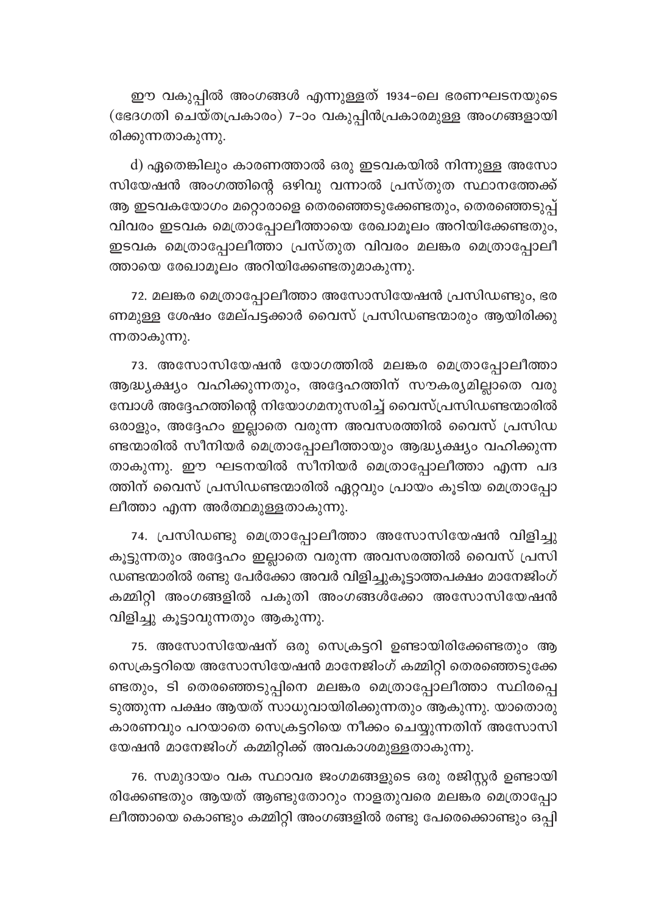ഈ വകുപ്പിൽ അംഗങ്ങൾ എന്നുള്ളത് 1934-ലെ ഭരണഘടനയുടെ (ഭേദഗതി ചെയ്തപ്രകാരം) 7-ാം വകുപ്പിൻപ്രകാരമുള്ള അംഗങ്ങളായിരിക്കുന്നതാകുന്നു.

d) ഏതെങ്കിലും കാരണത്താൽ ഒരു ഇടവകയിൽ നിന്നുള്ള അസോസിയേഷൻ അംഗത്തിന്റെ ഒഴിവു വന്നാൽ പ്രസ്തുത സ്ഥാനത്തേക്ക് ആ ഇടവകയോഗം മറ്റൊരാളെ തെരഞ്ഞെടുക്കേണ്ടതും, തെരഞ്ഞെടുപ്പ് വിവരം ഇടവക മെത്രാപ്പോലീത്തായെ രേഖാമൂലം അറിയിക്കേണ്ടതും, ഇടവക മെത്രാപ്പോലീത്താ പ്രസ്തുത വിവരം മലങ്കര മെത്രാപ്പോലീത്തായെ രേഖാമൂലം അറിയിക്കേണ്ടതുമാകുന്നു.

72. മലങ്കര മെത്രാപ്പോലീത്താ അസോസിയേഷൻ പ്രസിഡണ്ടും, ഭരണമുള്ള ശേഷം മേല്പട്ടക്കാർ വൈസ് പ്രസിഡണ്ടന്മാരും ആയിരിക്കുന്നതാകുന്നു.

73. അസോസിയേഷൻ യോഗത്തിൽ മലങ്കര മെത്രാപ്പോലീത്താ ആദ്ധ്യക്ഷ്യം വഹിക്കുന്നതും, അദ്ദേഹത്തിന് സൗകര്യമില്ലാതെ വരുമ്പോൾ അദ്ദേഹത്തിന്റെ നിയോഗമനുസരിച്ച് വൈസ്പ്രസിഡണ്ടന്മാരിൽ ഒരാളും, അദ്ദേഹം ഇല്ലാതെ വരുന്ന അവസരത്തിൽ വൈസ് പ്രസിഡണ്ടന്മാരിൽ സീനിയർ മെത്രാപ്പോലീത്തായും ആദ്ധ്യക്ഷ്യം വഹിക്കുന്നതാകുന്നു. ഈ ഘടനയിൽ സീനിയർ മെത്രാപ്പോലീത്താ എന്ന പദത്തിന് വൈസ് പ്രസിഡണ്ടന്മാരിൽ ഏറ്റവും പ്രായം കൂടിയ മെത്രാപ്പോലീത്താ എന്ന അർത്ഥമുള്ളതാകുന്നു.

74. പ്രസിഡണ്ടു മെത്രാപ്പോലീത്താ അസോസിയേഷൻ വിളിച്ചു കൂട്ടുന്നതും അദ്ദേഹം ഇല്ലാതെ വരുന്ന അവസരത്തിൽ വൈസ് പ്രസിഡണ്ടന്മാരിൽ രണ്ടു പേർക്കോ അവർ വിളിച്ചുകൂട്ടാത്തപക്ഷം മാനേജിംഗ് കമ്മിറ്റി അംഗങ്ങളിൽ പകുതി അംഗങ്ങൾക്കോ അസോസിയേഷൻ വിളിച്ചു കൂട്ടാവുന്നതും ആകുന്നു.

75. അസോസിയേഷന് ഒരു സെക്രട്ടറി ഉണ്ടായിരിക്കേണ്ടതും ആ സെക്രട്ടറിയെ അസോസിയേഷൻ മാനേജിംഗ് കമ്മിറ്റി തെരഞ്ഞെടുക്കേണ്ടതും, ടി തെരഞ്ഞെടുപ്പിനെ മലങ്കര മെത്രാപ്പോലീത്താ സ്ഥിരപ്പെടുത്തുന്ന പക്ഷം ആയത് സാധുവായിരിക്കുന്നതും ആകുന്നു. യാതൊരു കാരണവും പറയാതെ സെക്രട്ടറിയെ നീക്കം ചെയ്യുന്നതിന് അസോസിയേഷൻ മാനേജിംഗ് കമ്മിറ്റിക്ക് അവകാശമുള്ളതാകുന്നു.

76. സമുദായം വക സ്ഥാവര ജംഗമങ്ങളുടെ ഒരു രജിസ്റ്റർ ഉണ്ടായിരിക്കേണ്ടതും ആയത് ആണ്ടുതോറും നാളതുവരെ മലങ്കര മെത്രാപ്പോലീത്തായെ കൊണ്ടും കമ്മിറ്റി അംഗങ്ങളിൽ രണ്ടു പേരെക്കൊണ്ടും ഒപ്പി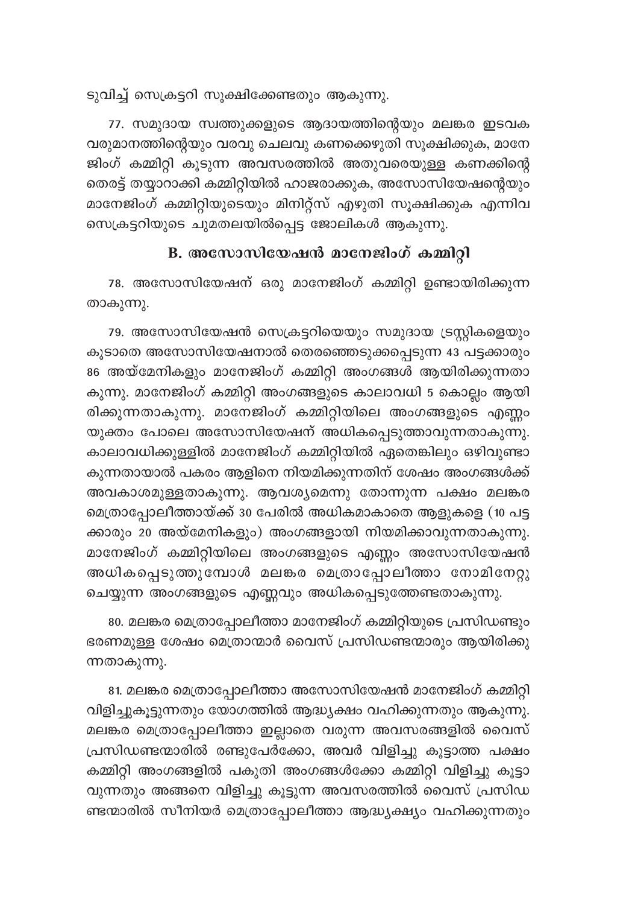ടുവിച്ച് സെക്രട്ടറി സൂക്ഷിക്കേണ്ടതും ആകുന്നു.

77. സമുദായ സ്വത്തുക്കളുടെ ആദായത്തിന്റെയും മലങ്കര ഇടവക വരുമാനത്തിന്റെയും വരവു ചെലവു കണക്കെഴുതി സൂക്ഷിക്കുക, മാനേജിംഗ് കമ്മിറ്റി കൂടുന്ന അവസരത്തിൽ അതുവരെയുള്ള കണക്കിന്റെ തെരട്ട് തയ്യാറാക്കി കമ്മിറ്റിയിൽ ഹാജരാക്കുക, അസോസിയേഷന്റെയും മാനേജിംഗ് കമ്മിറ്റിയുടെയും മിനിറ്റ്സ് എഴുതി സൂക്ഷിക്കുക എന്നിവ സെക്രട്ടറിയുടെ ചുമതലയിൽപ്പെട്ട ജോലികൾ ആകുന്നു.

## B. അസോസിയേഷൻ മാനേജിംഗ് കമ്മിറ്റി

78. അസോസിയേഷന് ഒരു മാനേജിംഗ് കമ്മിറ്റി ഉണ്ടായിരിക്കുന്നതാകുന്നു.

79. അസോസിയേഷൻ സെക്രട്ടറിയെയും സമുദായ ട്രസ്റ്റികളെയും കൂടാതെ അസോസിയേഷനാൽ തെരഞ്ഞെടുക്കപ്പെടുന്ന 43 പട്ടക്കാരും 86 അയ്മേനികളും മാനേജിംഗ് കമ്മിറ്റി അംഗങ്ങൾ ആയിരിക്കുന്നതാകുന്നു. മാനേജിംഗ് കമ്മിറ്റി അംഗങ്ങളുടെ കാലാവധി 5 കൊല്ലം ആയിരിക്കുന്നതാകുന്നു. മാനേജിംഗ് കമ്മിറ്റിയിലെ അംഗങ്ങളുടെ എണ്ണം യുക്തം പോലെ അസോസിയേഷന് അധികപ്പെടുത്താവുന്നതാകുന്നു. കാലാവധിക്കുള്ളിൽ മാനേജിംഗ് കമ്മിറ്റിയിൽ ഏതെങ്കിലും ഒഴിവുണ്ടാകുന്നതായാൽ പകരം ആളിനെ നിയമിക്കുന്നതിന് ശേഷം അംഗങ്ങൾക്ക് അവകാശമുള്ളതാകുന്നു. ആവശ്യമെന്നു തോന്നുന്ന പക്ഷം മലങ്കര മെത്രാപ്പോലീത്തായ്ക്ക് 30 പേരിൽ അധികമാകാതെ ആളുകളെ (10 പട്ടക്കാരും 20 അയ്മേനികളും) അംഗങ്ങളായി നിയമിക്കാവുന്നതാകുന്നു. മാനേജിംഗ് കമ്മിറ്റിയിലെ അംഗങ്ങളുടെ എണ്ണം അസോസിയേഷൻ അധികപ്പെടുത്തുമ്പോൾ മലങ്കര മെത്രാപ്പോലീത്താ നോമിനേറ്റു ചെയ്യുന്ന അംഗങ്ങളുടെ എണ്ണവും അധികപ്പെടുത്തേണ്ടതാകുന്നു.

80. മലങ്കര മെത്രാപ്പോലീത്താ മാനേജിംഗ് കമ്മിറ്റിയുടെ പ്രസിഡണ്ടും ഭരണമുള്ള ശേഷം മെത്രാന്മാർ വൈസ് പ്രസിഡണ്ടന്മാരും ആയിരിക്കുന്നതാകുന്നു.

81. മലങ്കര മെത്രാപ്പോലീത്താ അസോസിയേഷൻ മാനേജിംഗ് കമ്മിറ്റി വിളിച്ചുകൂട്ടുന്നതും യോഗത്തിൽ ആദ്ധ്യക്ഷം വഹിക്കുന്നതും ആകുന്നു. മലങ്കര മെത്രാപ്പോലീത്താ ഇല്ലാതെ വരുന്ന അവസരങ്ങളിൽ വൈസ് പ്രസിഡണ്ടന്മാരിൽ രണ്ടുപേർക്കോ, അവർ വിളിച്ചു കൂട്ടാത്ത പക്ഷം കമ്മിറ്റി അംഗങ്ങളിൽ പകുതി അംഗങ്ങൾക്കോ കമ്മിറ്റി വിളിച്ചു കൂട്ടാവുന്നതും അങ്ങനെ വിളിച്ചു കൂട്ടുന്ന അവസരത്തിൽ വൈസ് പ്രസിഡണ്ടന്മാരിൽ സീനിയർ മെത്രാപ്പോലീത്താ ആദ്ധ്യക്ഷ്യം വഹിക്കുന്നതും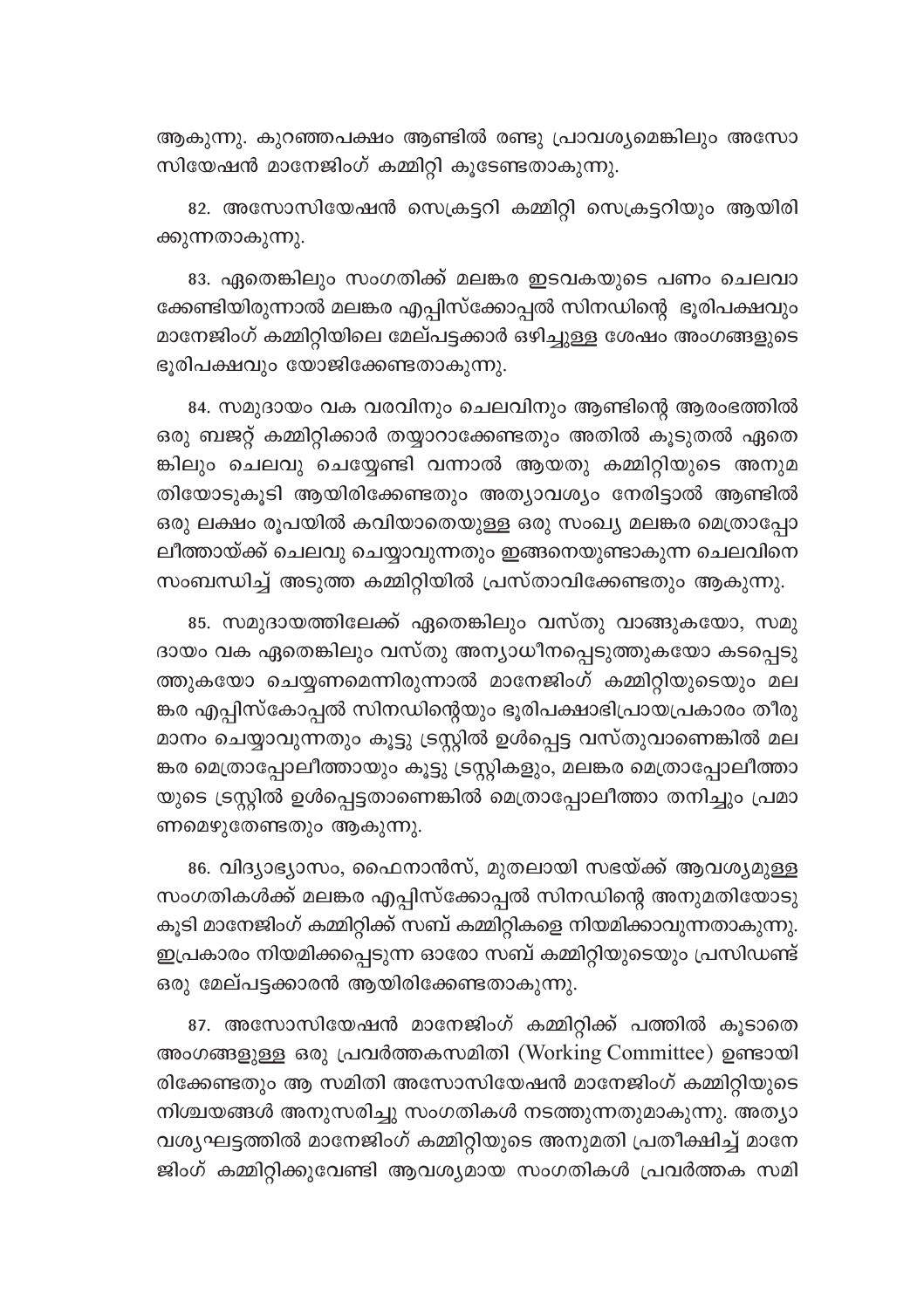ആകുന്നു. കുറഞ്ഞപക്ഷം ആണ്ടിൽ രണ്ടു പ്രാവശ്യമെങ്കിലും അസോസിയേഷൻ മാനേജിംഗ് കമ്മിറ്റി കൂടേണ്ടതാകുന്നു.

82. അസോസിയേഷൻ സെക്രട്ടറി കമ്മിറ്റി സെക്രട്ടറിയും ആയിരിക്കുന്നതാകുന്നു.

83. ഏതെങ്കിലും സംഗതിക്ക് മലങ്കര ഇടവകയുടെ പണം ചെലവാക്കേണ്ടിയിരുന്നാൽ മലങ്കര എപ്പിസ്ക്കോപ്പൽ സിനഡിന്റെ ഭൂരിപക്ഷവും മാനേജിംഗ് കമ്മിറ്റിയിലെ മേല്പട്ടക്കാർ ഒഴിച്ചുള്ള ശേഷം അംഗങ്ങളുടെ ഭൂരിപക്ഷവും യോജിക്കേണ്ടതാകുന്നു.

84. സമുദായം വക വരവിനും ചെലവിനും ആണ്ടിന്റെ ആരംഭത്തിൽ ഒരു ബജറ്റ് കമ്മിറ്റിക്കാർ തയ്യാറാക്കേണ്ടതും അതിൽ കൂടുതൽ ഏതെങ്കിലും ചെലവു ചെയ്യേണ്ടി വന്നാൽ ആയതു കമ്മിറ്റിയുടെ അനുമതിയോടുകൂടി ആയിരിക്കേണ്ടതും അത്യാവശ്യം നേരിട്ടാൽ ആണ്ടിൽ ഒരു ലക്ഷം രൂപയിൽ കവിയാതെയുള്ള ഒരു സംഖ്യ മലങ്കര മെത്രാപ്പോലീത്തായ്ക്ക് ചെലവു ചെയ്യാവുന്നതും ഇങ്ങനെയുണ്ടാകുന്ന ചെലവിനെ സംബന്ധിച്ച് അടുത്ത കമ്മിറ്റിയിൽ പ്രസ്താവിക്കേണ്ടതും ആകുന്നു.

85. സമുദായത്തിലേക്ക് ഏതെങ്കിലും വസ്തു വാങ്ങുകയോ, സമുദായം വക ഏതെങ്കിലും വസ്തു അന്യാധീനപ്പെടുത്തുകയോ കടപ്പെടുത്തുകയോ ചെയ്യണമെന്നിരുന്നാൽ മാനേജിംഗ് കമ്മിറ്റിയുടെയും മലങ്കര എപ്പിസ്കോപ്പൽ സിനഡിന്റെയും ഭൂരിപക്ഷാഭിപ്രായപ്രകാരം തീരുമാനം ചെയ്യാവുന്നതും കൂട്ടു ട്രസ്റ്റിൽ ഉൾപ്പെട്ട വസ്തുവാണെങ്കിൽ മലങ്കര മെത്രാപ്പോലീത്തായും കൂട്ടു ട്രസ്റ്റികളും, മലങ്കര മെത്രാപ്പോലീത്തായുടെ ട്രസ്റ്റിൽ ഉൾപ്പെട്ടതാണെങ്കിൽ മെത്രാപ്പോലീത്താ തനിച്ചും പ്രമാണമെഴുതേണ്ടതും ആകുന്നു.

86. വിദ്യാഭ്യാസം, ഫൈനാൻസ്, മുതലായി സഭയ്ക്ക് ആവശ്യമുള്ള സംഗതികൾക്ക് മലങ്കര എപ്പിസ്ക്കോപ്പൽ സിനഡിന്റെ അനുമതിയോടുകൂടി മാനേജിംഗ് കമ്മിറ്റിക്ക് സബ് കമ്മിറ്റികളെ നിയമിക്കാവുന്നതാകുന്നു. ഇപ്രകാരം നിയമിക്കപ്പെടുന്ന ഓരോ സബ് കമ്മിറ്റിയുടെയും പ്രസിഡണ്ട് ഒരു മേല്പട്ടക്കാരൻ ആയിരിക്കേണ്ടതാകുന്നു.

87. അസോസിയേഷൻ മാനേജിംഗ് കമ്മിറ്റിക്ക് പത്തിൽ കൂടാതെ അംഗങ്ങളുള്ള ഒരു പ്രവർത്തകസമിതി (Working Committee) ഉണ്ടായിരിക്കേണ്ടതും ആ സമിതി അസോസിയേഷൻ മാനേജിംഗ് കമ്മിറ്റിയുടെ നിശ്ചയങ്ങൾ അനുസരിച്ചു സംഗതികൾ നടത്തുന്നതുമാകുന്നു. അത്യാവശ്യഘട്ടത്തിൽ മാനേജിംഗ് കമ്മിറ്റിയുടെ അനുമതി പ്രതീക്ഷിച്ച് മാനേജിംഗ് കമ്മിറ്റിക്കുവേണ്ടി ആവശ്യമായ സംഗതികൾ പ്രവർത്തക സമി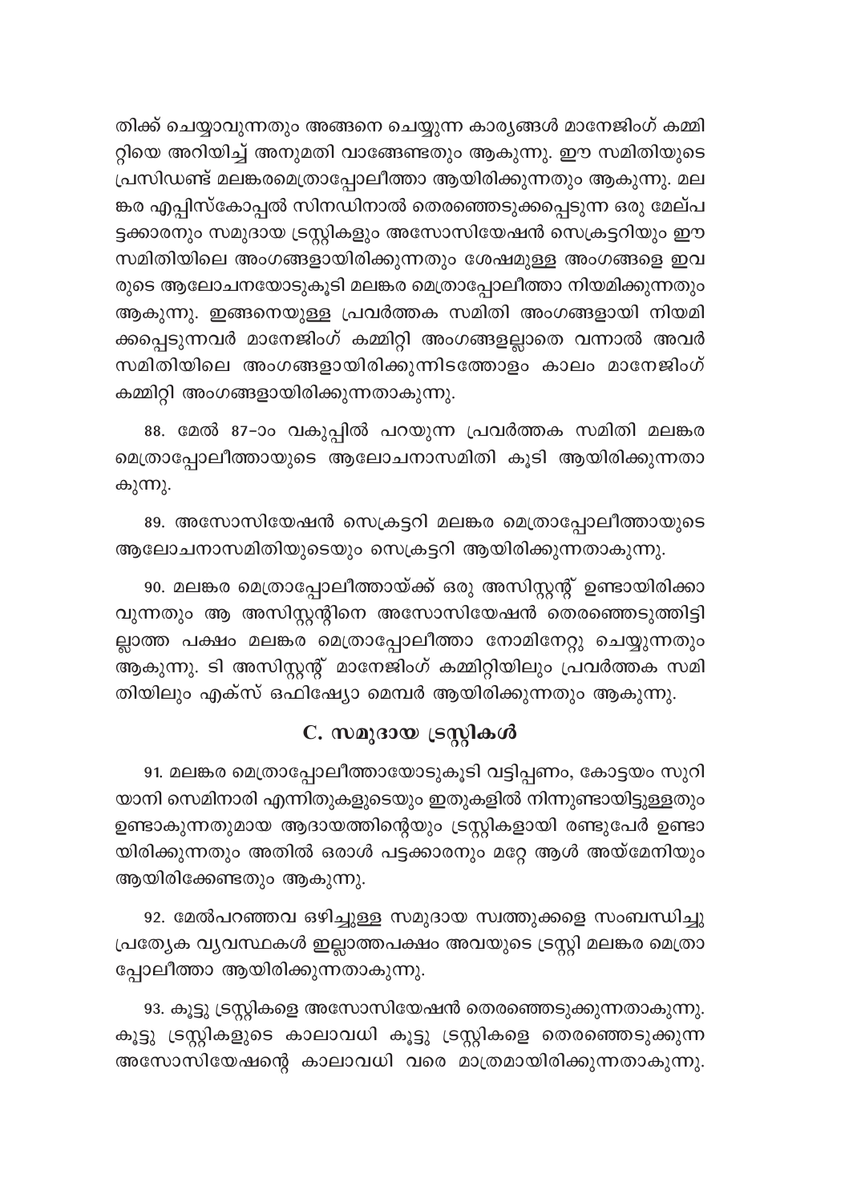തിക്ക് ചെയ്യാവുന്നതും അങ്ങനെ ചെയ്യുന്ന കാര്യങ്ങൾ മാനേജിംഗ് കമ്മിറ്റിയെ അറിയിച്ച് അനുമതി വാങ്ങേണ്ടതും ആകുന്നു. ഈ സമിതിയുടെ പ്രസിഡണ്ട് മലങ്കരമെത്രാപ്പോലീത്താ ആയിരിക്കുന്നതും ആകുന്നു. മലങ്കര എപ്പിസ്കോപ്പൽ സിനഡിനാൽ തെരഞ്ഞെടുക്കപ്പെടുന്ന ഒരു മേല്പട്ടക്കാരനും സമുദായ ട്രസ്റ്റികളും അസോസിയേഷൻ സെക്രട്ടറിയും ഈ സമിതിയിലെ അംഗങ്ങളായിരിക്കുന്നതും ശേഷമുള്ള അംഗങ്ങളെ ഇവരുടെ ആലോചനയോടുകൂടി മലങ്കര മെത്രാപ്പോലീത്താ നിയമിക്കുന്നതും ആകുന്നു. ഇങ്ങനെയുള്ള പ്രവർത്തക സമിതി അംഗങ്ങളായി നിയമിക്കപ്പെടുന്നവർ മാനേജിംഗ് കമ്മിറ്റി അംഗങ്ങളല്ലാതെ വന്നാൽ അവർ സമിതിയിലെ അംഗങ്ങളായിരിക്കുന്നിടത്തോളം കാലം മാനേജിംഗ് കമ്മിറ്റി അംഗങ്ങളായിരിക്കുന്നതാകുന്നു.

88. മേൽ 87-ാം വകുപ്പിൽ പറയുന്ന പ്രവർത്തക സമിതി മലങ്കര മെത്രാപ്പോലീത്തായുടെ ആലോചനാസമിതി കൂടി ആയിരിക്കുന്നതാകുന്നു.

89. അസോസിയേഷൻ സെക്രട്ടറി മലങ്കര മെത്രാപ്പോലീത്തായുടെ ആലോചനാസമിതിയുടെയും സെക്രട്ടറി ആയിരിക്കുന്നതാകുന്നു.

90. മലങ്കര മെത്രാപ്പോലീത്തായ്ക്ക് ഒരു അസിസ്റ്റന്റ് ഉണ്ടായിരിക്കാവുന്നതും ആ അസിസ്റ്റന്റിനെ അസോസിയേഷൻ തെരഞ്ഞെടുത്തിട്ടില്ലാത്ത പക്ഷം മലങ്കര മെത്രാപ്പോലീത്താ നോമിനേറ്റു ചെയ്യുന്നതും ആകുന്നു. ടി അസിസ്റ്റന്റ് മാനേജിംഗ് കമ്മിറ്റിയിലും പ്രവർത്തക സമിതിയിലും എക്സ് ഒഫിഷ്യോ മെമ്പർ ആയിരിക്കുന്നതും ആകുന്നു.

## C. സമുദായ ട്രസ്റ്റികൾ

91. മലങ്കര മെത്രാപ്പോലീത്തായോടുകൂടി വട്ടിപ്പണം, കോട്ടയം സുറിയാനി സെമിനാരി എന്നിതുകളുടെയും ഇതുകളിൽ നിന്നുണ്ടായിട്ടുള്ളതും ഉണ്ടാകുന്നതുമായ ആദായത്തിന്റെയും ട്രസ്റ്റികളായി രണ്ടുപേർ ഉണ്ടായിരിക്കുന്നതും അതിൽ ഒരാൾ പട്ടക്കാരനും മറ്റേ ആൾ അയ്മേനിയും ആയിരിക്കേണ്ടതും ആകുന്നു.

92. മേൽപറഞ്ഞവ ഒഴിച്ചുള്ള സമുദായ സ്വത്തുക്കളെ സംബന്ധിച്ചു പ്രത്യേക വ്യവസ്ഥകൾ ഇല്ലാത്തപക്ഷം അവയുടെ ട്രസ്റ്റി മലങ്കര മെത്രാപ്പോലീത്താ ആയിരിക്കുന്നതാകുന്നു.

93. കൂട്ടു ട്രസ്റ്റികളെ അസോസിയേഷൻ തെരഞ്ഞെടുക്കുന്നതാകുന്നു. കൂട്ടു ട്രസ്റ്റികളുടെ കാലാവധി കൂട്ടു ട്രസ്റ്റികളെ തെരഞ്ഞെടുക്കുന്ന അസോസിയേഷന്റെ കാലാവധി വരെ മാത്രമായിരിക്കുന്നതാകുന്നു.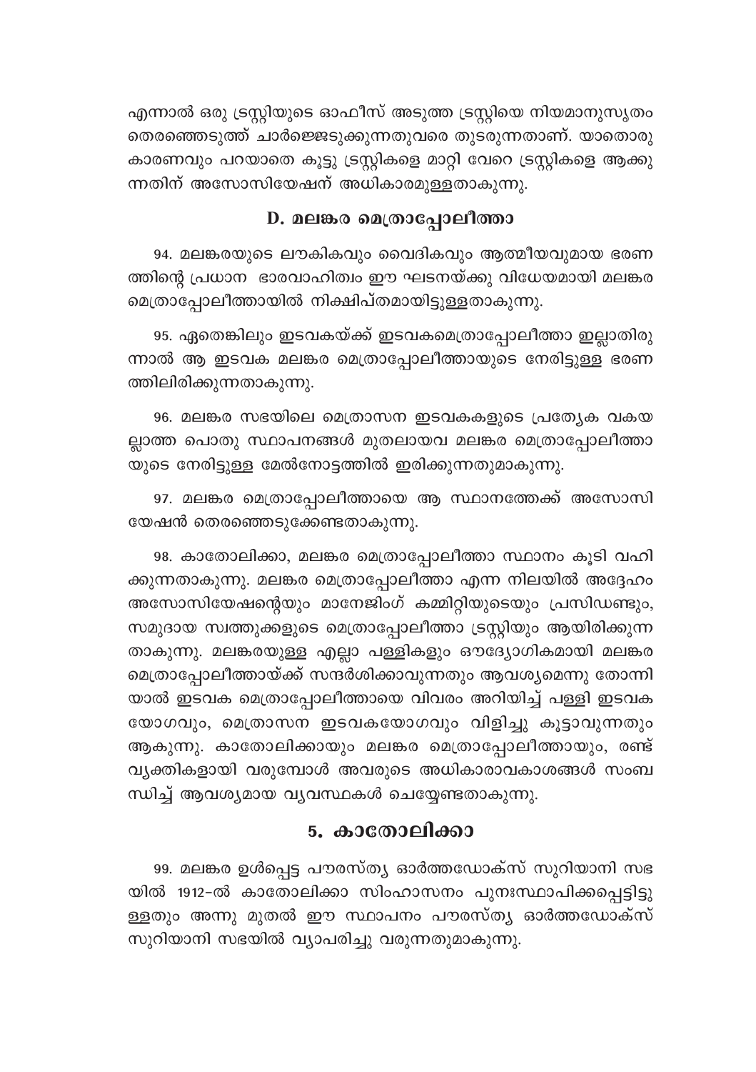എന്നാൽ ഒരു ട്രസ്റ്റിയുടെ ഓഫീസ് അടുത്ത ട്രസ്റ്റിയെ നിയമാനുസൃതം തെരഞ്ഞെടുത്ത് ചാർജ്ജെടുക്കുന്നതുവരെ തുടരുന്നതാണ്. യാതൊരു കാരണവും പറയാതെ കൂട്ടു ട്രസ്റ്റികളെ മാറ്റി വേറെ ട്രസ്റ്റികളെ ആക്കുന്നതിന് അസോസിയേഷന് അധികാരമുള്ളതാകുന്നു.

## D. മലങ്കര മെത്രാപ്പോലീത്താ

94. മലങ്കരയുടെ ലൗകികവും വൈദികവും ആത്മീയവുമായ ഭരണത്തിന്റെ പ്രധാന ഭാരവാഹിത്വം ഈ ഘടനയ്ക്കു വിധേയമായി മലങ്കര മെത്രാപ്പോലീത്തായിൽ നിക്ഷിപ്തമായിട്ടുള്ളതാകുന്നു.

95. ഏതെങ്കിലും ഇടവകയ്ക്ക് ഇടവകമെത്രാപ്പോലീത്താ ഇല്ലാതിരുന്നാൽ ആ ഇടവക മലങ്കര മെത്രാപ്പോലീത്തായുടെ നേരിട്ടുള്ള ഭരണത്തിലിരിക്കുന്നതാകുന്നു.

96. മലങ്കര സഭയിലെ മെത്രാസന ഇടവകകളുടെ പ്രത്യേക വകയല്ലാത്ത പൊതു സ്ഥാപനങ്ങൾ മുതലായവ മലങ്കര മെത്രാപ്പോലീത്തായുടെ നേരിട്ടുള്ള മേൽനോട്ടത്തിൽ ഇരിക്കുന്നതുമാകുന്നു.

97. മലങ്കര മെത്രാപ്പോലീത്തായെ ആ സ്ഥാനത്തേക്ക് അസോസിയേഷൻ തെരഞ്ഞെടുക്കേണ്ടതാകുന്നു.

98. കാതോലിക്കാ, മലങ്കര മെത്രാപ്പോലീത്താ സ്ഥാനം കൂടി വഹിക്കുന്നതാകുന്നു. മലങ്കര മെത്രാപ്പോലീത്താ എന്ന നിലയിൽ അദ്ദേഹം അസോസിയേഷന്റെയും മാനേജിംഗ് കമ്മിറ്റിയുടെയും പ്രസിഡണ്ടും, സമുദായ സ്വത്തുക്കളുടെ മെത്രാപ്പോലീത്താ ട്രസ്റ്റിയും ആയിരിക്കുന്നതാകുന്നു. മലങ്കരയുള്ള എല്ലാ പള്ളികളും ഔദ്യോഗികമായി മലങ്കര മെത്രാപ്പോലീത്തായ്ക്ക് സന്ദർശിക്കാവുന്നതും ആവശ്യമെന്നു തോന്നിയാൽ ഇടവക മെത്രാപ്പോലീത്തായെ വിവരം അറിയിച്ച് പള്ളി ഇടവക യോഗവും, മെത്രാസന ഇടവകയോഗവും വിളിച്ചു കൂട്ടാവുന്നതും ആകുന്നു. കാതോലിക്കായും മലങ്കര മെത്രാപ്പോലീത്തായും, രണ്ട് വ്യക്തികളായി വരുമ്പോൾ അവരുടെ അധികാരാവകാശങ്ങൾ സംബന്ധിച്ച് ആവശ്യമായ വ്യവസ്ഥകൾ ചെയ്യേണ്ടതാകുന്നു.

## 5. കാതോലിക്കാ

99. മലങ്കര ഉൾപ്പെട്ട പൗരസ്ത്യ ഓർത്തഡോക്സ് സുറിയാനി സഭയിൽ 1912-ൽ കാതോലിക്കാ സിംഹാസനം പുനഃസ്ഥാപിക്കപ്പെട്ടിട്ടുള്ളതും അന്നു മുതൽ ഈ സ്ഥാപനം പൗരസ്ത്യ ഓർത്തഡോക്സ് സുറിയാനി സഭയിൽ വ്യാപരിച്ചു വരുന്നതുമാകുന്നു.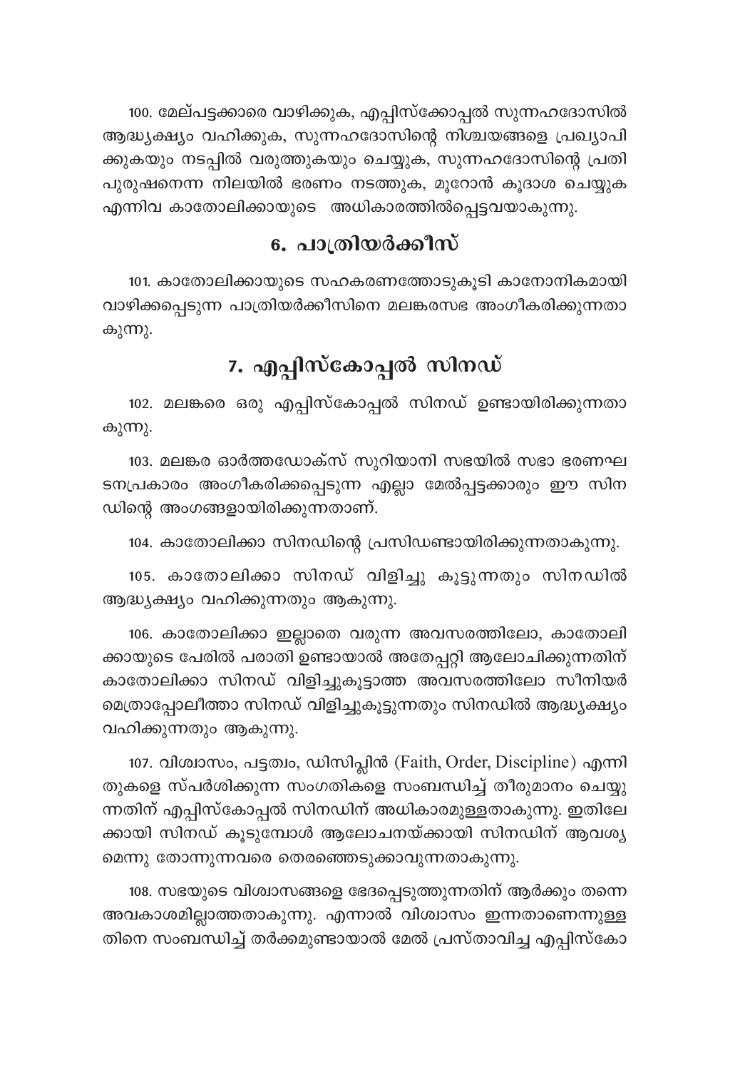100. മേല്പട്ടക്കാരെ വാഴിക്കുക, എപ്പിസ്ക്കോപ്പൽ സുന്നഹദോസിൽ ആദ്ധ്യക്ഷ്യം വഹിക്കുക, സുന്നഹദോസിന്റെ നിശ്ചയങ്ങളെ പ്രഖ്യാപിക്കുകയും നടപ്പിൽ വരുത്തുകയും ചെയ്യുക, സുന്നഹദോസിന്റെ പ്രതിപുരുഷനെന്ന നിലയിൽ ഭരണം നടത്തുക, മൂറോൻ കൂദാശ ചെയ്യുക എന്നിവ കാതോലിക്കായുടെ അധികാരത്തിൽപ്പെട്ടവയാകുന്നു.

## 6. പാത്രിയർക്കീസ്

101. കാതോലിക്കായുടെ സഹകരണത്തോടുകൂടി കാനോനികമായി വാഴിക്കപ്പെടുന്ന പാത്രിയർക്കീസിനെ മലങ്കരസഭ അംഗീകരിക്കുന്നതാകുന്നു.

## 7. എപ്പിസ്കോപ്പൽ സിനഡ്

102. മലങ്കരെ ഒരു എപ്പിസ്കോപ്പൽ സിനഡ് ഉണ്ടായിരിക്കുന്നതാകുന്നു.

103. മലങ്കര ഓർത്തഡോക്സ് സുറിയാനി സഭയിൽ സഭാ ഭരണഘടനപ്രകാരം അംഗീകരിക്കപ്പെടുന്ന എല്ലാ മേൽപ്പട്ടക്കാരും ഈ സിനഡിന്റെ അംഗങ്ങളായിരിക്കുന്നതാണ്.

104. കാതോലിക്കാ സിനഡിന്റെ പ്രസിഡണ്ടായിരിക്കുന്നതാകുന്നു.

105. കാതോലിക്കാ സിനഡ് വിളിച്ചു കൂട്ടുന്നതും സിനഡിൽ ആദ്ധ്യക്ഷ്യം വഹിക്കുന്നതും ആകുന്നു.

106. കാതോലിക്കാ ഇല്ലാതെ വരുന്ന അവസരത്തിലോ, കാതോലിക്കായുടെ പേരിൽ പരാതി ഉണ്ടായാൽ അതേപ്പറ്റി ആലോചിക്കുന്നതിന് കാതോലിക്കാ സിനഡ് വിളിച്ചുകൂട്ടാത്ത അവസരത്തിലോ സീനിയർ മെത്രാപ്പോലീത്താ സിനഡ് വിളിച്ചുകൂട്ടുന്നതും സിനഡിൽ ആദ്ധ്യക്ഷ്യം വഹിക്കുന്നതും ആകുന്നു.

107. വിശ്വാസം, പട്ടത്വം, ഡിസിപ്ലിൻ (Faith, Order, Discipline) എന്നിതുകളെ സ്പർശിക്കുന്ന സംഗതികളെ സംബന്ധിച്ച് തീരുമാനം ചെയ്യുന്നതിന് എപ്പിസ്കോപ്പൽ സിനഡിന് അധികാരമുള്ളതാകുന്നു. ഇതിലേക്കായി സിനഡ് കൂടുമ്പോൾ ആലോചനയ്ക്കായി സിനഡിന് ആവശ്യമെന്നു തോന്നുന്നവരെ തെരഞ്ഞെടുക്കാവുന്നതാകുന്നു.

108. സഭയുടെ വിശ്വാസങ്ങളെ ഭേദപ്പെടുത്തുന്നതിന് ആർക്കും തന്നെ അവകാശമില്ലാത്തതാകുന്നു. എന്നാൽ വിശ്വാസം ഇന്നതാണെന്നുള്ളതിനെ സംബന്ധിച്ച് തർക്കമുണ്ടായാൽ മേൽ പ്രസ്താവിച്ച എപ്പിസ്കോ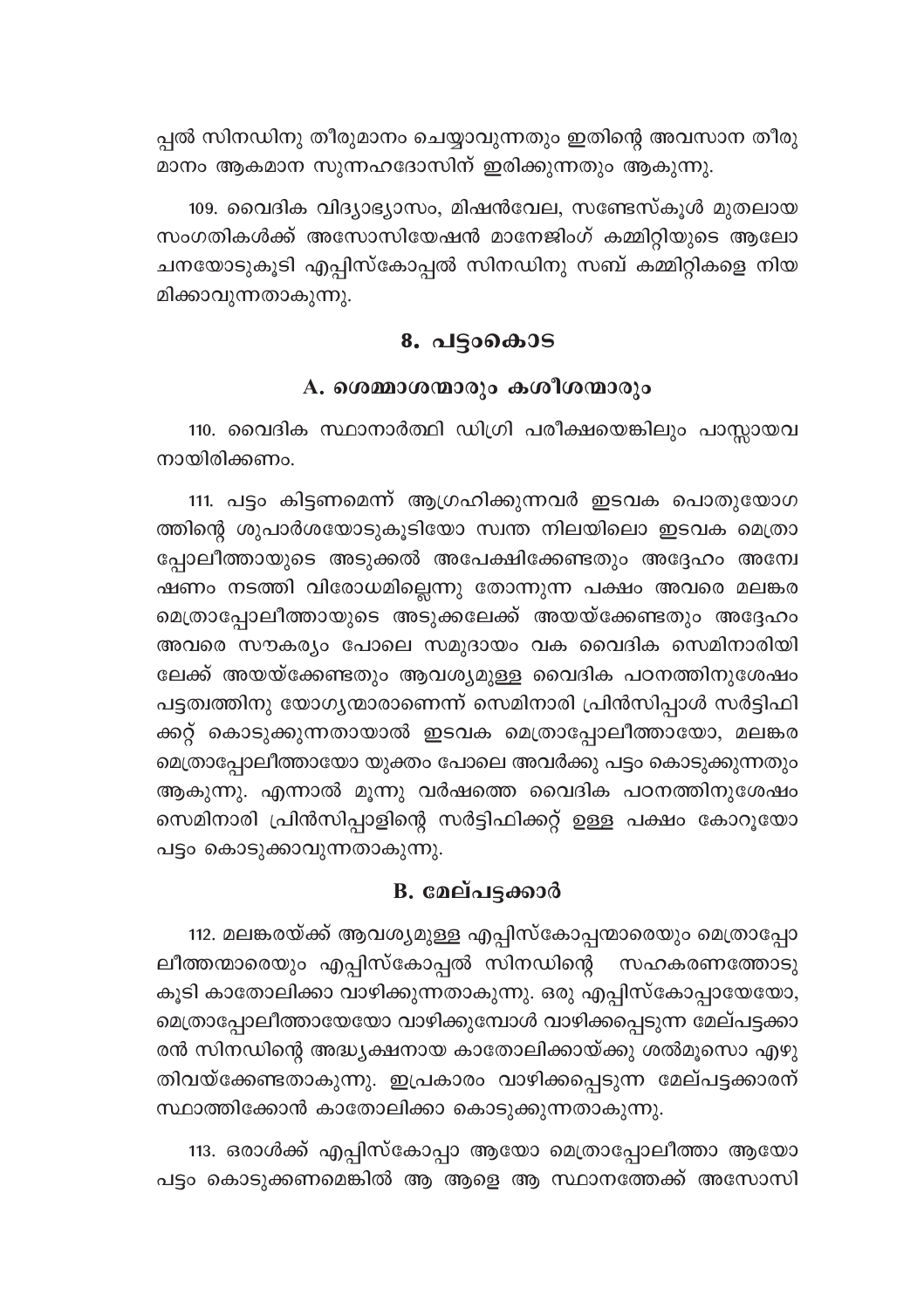പ്പൽ സിനഡിനു തീരുമാനം ചെയ്യാവുന്നതും ഇതിന്റെ അവസാന തീരുമാനം ആകമാന സുന്നഹദോസിന് ഇരിക്കുന്നതും ആകുന്നു.

109. വൈദിക വിദ്യാഭ്യാസം, മിഷൻവേല, സണ്ടേസ്കൂൾ മുതലായ സംഗതികൾക്ക് അസോസിയേഷൻ മാനേജിംഗ് കമ്മിറ്റിയുടെ ആലോചനയോടുകൂടി എപ്പിസ്കോപ്പൽ സിനഡിനു സബ് കമ്മിറ്റികളെ നിയമിക്കാവുന്നതാകുന്നു.

## 8. പട്ടംകൊട

### A. ശെമ്മാശന്മാരും കശീശന്മാരും

110. വൈദിക സ്ഥാനാർത്ഥി ഡിഗ്രി പരീക്ഷയെങ്കിലും പാസ്സായവനായിരിക്കണം.

111. പട്ടം കിട്ടണമെന്ന് ആഗ്രഹിക്കുന്നവർ ഇടവക പൊതുയോഗത്തിന്റെ ശുപാർശയോടുകൂടിയോ സ്വന്ത നിലയിലൊ ഇടവക മെത്രാപ്പോലീത്തായുടെ അടുക്കൽ അപേക്ഷിക്കേണ്ടതും അദ്ദേഹം അന്വേഷണം നടത്തി വിരോധമില്ലെന്നു തോന്നുന്ന പക്ഷം അവരെ മലങ്കര മെത്രാപ്പോലീത്തായുടെ അടുക്കലേക്ക് അയയ്ക്കേണ്ടതും അദ്ദേഹം അവരെ സൗകര്യം പോലെ സമുദായം വക വൈദിക സെമിനാരിയിലേക്ക് അയയ്ക്കേണ്ടതും ആവശ്യമുള്ള വൈദിക പഠനത്തിനുശേഷം പട്ടത്വത്തിനു യോഗ്യന്മാരാണെന്ന് സെമിനാരി പ്രിൻസിപ്പാൾ സർട്ടിഫിക്കറ്റ് കൊടുക്കുന്നതായാൽ ഇടവക മെത്രാപ്പോലീത്തായോ, മലങ്കര മെത്രാപ്പോലീത്തായോ യുക്തം പോലെ അവർക്കു പട്ടം കൊടുക്കുന്നതും ആകുന്നു. എന്നാൽ മൂന്നു വർഷത്തെ വൈദിക പഠനത്തിനുശേഷം സെമിനാരി പ്രിൻസിപ്പാളിന്റെ സർട്ടിഫിക്കറ്റ് ഉള്ള പക്ഷം കോറൂയോ പട്ടം കൊടുക്കാവുന്നതാകുന്നു.

### B. മേല്പട്ടക്കാർ

112. മലങ്കരയ്ക്ക് ആവശ്യമുള്ള എപ്പിസ്കോപ്പന്മാരെയും മെത്രാപ്പോലീത്തന്മാരെയും എപ്പിസ്കോപ്പൽ സിനഡിന്റെ സഹകരണത്തോടുകൂടി കാതോലിക്കാ വാഴിക്കുന്നതാകുന്നു. ഒരു എപ്പിസ്കോപ്പായേയോ, മെത്രാപ്പോലീത്തായേയോ വാഴിക്കുമ്പോൾ വാഴിക്കപ്പെടുന്ന മേല്പട്ടക്കാരൻ സിനഡിന്റെ അദ്ധ്യക്ഷനായ കാതോലിക്കായ്ക്കു ശൽമൂസൊ എഴുതിവയ്ക്കേണ്ടതാകുന്നു. ഇപ്രകാരം വാഴിക്കപ്പെടുന്ന മേല്പട്ടക്കാരന് സ്ഥാത്തിക്കോൻ കാതോലിക്കാ കൊടുക്കുന്നതാകുന്നു.

113. ഒരാൾക്ക് എപ്പിസ്കോപ്പാ ആയോ മെത്രാപ്പോലീത്താ ആയോ പട്ടം കൊടുക്കണമെങ്കിൽ ആ ആളെ ആ സ്ഥാനത്തേക്ക് അസോസി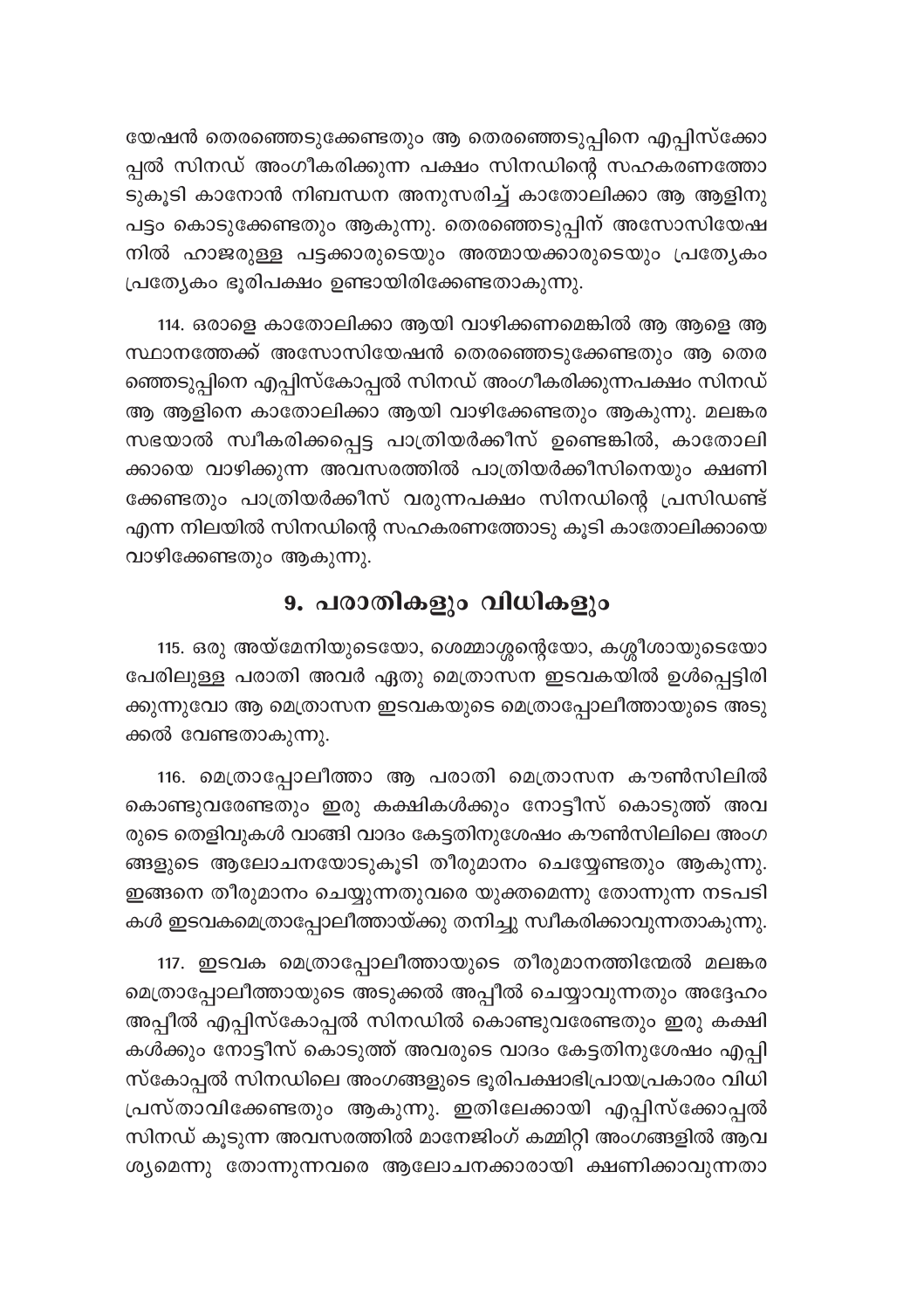യേഷൻ തെരഞ്ഞെടുക്കേണ്ടതും ആ തെരഞ്ഞെടുപ്പിനെ എപ്പിസ്ക്കോപ്പൽ സിനഡ് അംഗീകരിക്കുന്ന പക്ഷം സിനഡിന്റെ സഹകരണത്തോടുകൂടി കാനോൻ നിബന്ധന അനുസരിച്ച് കാതോലിക്കാ ആ ആളിനു പട്ടം കൊടുക്കേണ്ടതും ആകുന്നു. തെരഞ്ഞെടുപ്പിന് അസോസിയേഷനിൽ ഹാജരുള്ള പട്ടക്കാരുടെയും അത്മായക്കാരുടെയും പ്രത്യേകം പ്രത്യേകം ഭൂരിപക്ഷം ഉണ്ടായിരിക്കേണ്ടതാകുന്നു.

114. ഒരാളെ കാതോലിക്കാ ആയി വാഴിക്കണമെങ്കിൽ ആ ആളെ ആ സ്ഥാനത്തേക്ക് അസോസിയേഷൻ തെരഞ്ഞെടുക്കേണ്ടതും ആ തെരഞ്ഞെടുപ്പിനെ എപ്പിസ്കോപ്പൽ സിനഡ് അംഗീകരിക്കുന്നപക്ഷം സിനഡ് ആ ആളിനെ കാതോലിക്കാ ആയി വാഴിക്കേണ്ടതും ആകുന്നു. മലങ്കര സഭയാൽ സ്വീകരിക്കപ്പെട്ട പാത്രിയർക്കീസ് ഉണ്ടെങ്കിൽ, കാതോലിക്കായെ വാഴിക്കുന്ന അവസരത്തിൽ പാത്രിയർക്കീസിനെയും ക്ഷണിക്കേണ്ടതും പാത്രിയർക്കീസ് വരുന്നപക്ഷം സിനഡിന്റെ പ്രസിഡണ്ട് എന്ന നിലയിൽ സിനഡിന്റെ സഹകരണത്തോടു കൂടി കാതോലിക്കായെ വാഴിക്കേണ്ടതും ആകുന്നു.

## 9. പരാതികളും വിധികളും

115. ഒരു അയ്മേനിയുടെയോ, ശെമ്മാശ്ശന്റെയോ, കശ്ശീശായുടെയോ പേരിലുള്ള പരാതി അവർ ഏതു മെത്രാസന ഇടവകയിൽ ഉൾപ്പെട്ടിരിക്കുന്നുവോ ആ മെത്രാസന ഇടവകയുടെ മെത്രാപ്പോലീത്തായുടെ അടുക്കൽ വേണ്ടതാകുന്നു.

116. മെത്രാപ്പോലീത്താ ആ പരാതി മെത്രാസന കൗൺസിലിൽ കൊണ്ടുവരേണ്ടതും ഇരു കക്ഷികൾക്കും നോട്ടീസ് കൊടുത്ത് അവരുടെ തെളിവുകൾ വാങ്ങി വാദം കേട്ടതിനുശേഷം കൗൺസിലിലെ അംഗങ്ങളുടെ ആലോചനയോടുകൂടി തീരുമാനം ചെയ്യേണ്ടതും ആകുന്നു. ഇങ്ങനെ തീരുമാനം ചെയ്യുന്നതുവരെ യുക്തമെന്നു തോന്നുന്ന നടപടികൾ ഇടവകമെത്രാപ്പോലീത്തായ്ക്കു തനിച്ചു സ്വീകരിക്കാവുന്നതാകുന്നു.

117. ഇടവക മെത്രാപ്പോലീത്തായുടെ തീരുമാനത്തിന്മേൽ മലങ്കര മെത്രാപ്പോലീത്തായുടെ അടുക്കൽ അപ്പീൽ ചെയ്യാവുന്നതും അദ്ദേഹം അപ്പീൽ എപ്പിസ്കോപ്പൽ സിനഡിൽ കൊണ്ടുവരേണ്ടതും ഇരു കക്ഷികൾക്കും നോട്ടീസ് കൊടുത്ത് അവരുടെ വാദം കേട്ടതിനുശേഷം എപ്പിസ്കോപ്പൽ സിനഡിലെ അംഗങ്ങളുടെ ഭൂരിപക്ഷാഭിപ്രായപ്രകാരം വിധി പ്രസ്താവിക്കേണ്ടതും ആകുന്നു. ഇതിലേക്കായി എപ്പിസ്ക്കോപ്പൽ സിനഡ് കൂടുന്ന അവസരത്തിൽ മാനേജിംഗ് കമ്മിറ്റി അംഗങ്ങളിൽ ആവശ്യമെന്നു തോന്നുന്നവരെ ആലോചനക്കാരായി ക്ഷണിക്കാവുന്നതാ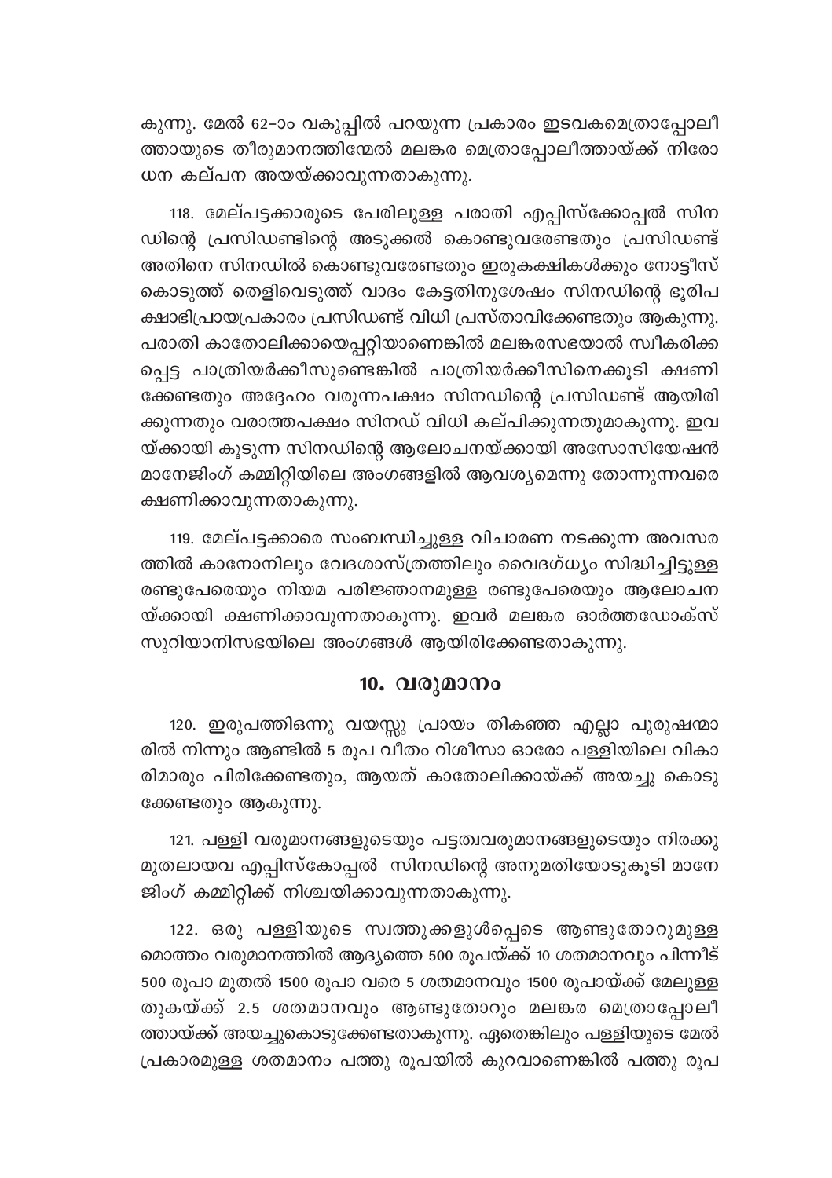കുന്നു. മേൽ 62-ാം വകുപ്പിൽ പറയുന്ന പ്രകാരം ഇടവകമെത്രാപ്പോലീത്തായുടെ തീരുമാനത്തിന്മേൽ മലങ്കര മെത്രാപ്പോലീത്തായ്ക്ക് നിരോധന കല്പന അയയ്ക്കാവുന്നതാകുന്നു.

118. മേല്പട്ടക്കാരുടെ പേരിലുള്ള പരാതി എപ്പിസ്ക്കോപ്പൽ സിനഡിന്റെ പ്രസിഡണ്ടിന്റെ അടുക്കൽ കൊണ്ടുവരേണ്ടതും പ്രസിഡണ്ട് അതിനെ സിനഡിൽ കൊണ്ടുവരേണ്ടതും ഇരുകക്ഷികൾക്കും നോട്ടീസ് കൊടുത്ത് തെളിവെടുത്ത് വാദം കേട്ടതിനുശേഷം സിനഡിന്റെ ഭൂരിപക്ഷാഭിപ്രായപ്രകാരം പ്രസിഡണ്ട് വിധി പ്രസ്താവിക്കേണ്ടതും ആകുന്നു. പരാതി കാതോലിക്കായെപ്പറ്റിയാണെങ്കിൽ മലങ്കരസഭയാൽ സ്വീകരിക്കപ്പെട്ട പാത്രിയർക്കീസുണ്ടെങ്കിൽ പാത്രിയർക്കീസിനെക്കൂടി ക്ഷണിക്കേണ്ടതും അദ്ദേഹം വരുന്നപക്ഷം സിനഡിന്റെ പ്രസിഡണ്ട് ആയിരിക്കുന്നതും വരാത്തപക്ഷം സിനഡ് വിധി കല്പിക്കുന്നതുമാകുന്നു. ഇവയ്ക്കായി കൂടുന്ന സിനഡിന്റെ ആലോചനയ്ക്കായി അസോസിയേഷൻ മാനേജിംഗ് കമ്മിറ്റിയിലെ അംഗങ്ങളിൽ ആവശ്യമെന്നു തോന്നുന്നവരെ ക്ഷണിക്കാവുന്നതാകുന്നു.

119. മേല്പട്ടക്കാരെ സംബന്ധിച്ചുള്ള വിചാരണ നടക്കുന്ന അവസരത്തിൽ കാനോനിലും വേദശാസ്ത്രത്തിലും വൈദഗ്ധ്യം സിദ്ധിച്ചിട്ടുള്ള രണ്ടുപേരെയും നിയമ പരിജ്ഞാനമുള്ള രണ്ടുപേരെയും ആലോചനയ്ക്കായി ക്ഷണിക്കാവുന്നതാകുന്നു. ഇവർ മലങ്കര ഓർത്തഡോക്സ് സുറിയാനിസഭയിലെ അംഗങ്ങൾ ആയിരിക്കേണ്ടതാകുന്നു.

## 10. വരുമാനം

120. ഇരുപത്തിഒന്നു വയസ്സു പ്രായം തികഞ്ഞ എല്ലാ പുരുഷന്മാരിൽ നിന്നും ആണ്ടിൽ 5 രൂപ വീതം റിശീസാ ഓരോ പള്ളിയിലെ വികാരിമാരും പിരിക്കേണ്ടതും, ആയത് കാതോലിക്കായ്ക്ക് അയച്ചു കൊടുക്കേണ്ടതും ആകുന്നു.

121. പള്ളി വരുമാനങ്ങളുടെയും പട്ടത്വവരുമാനങ്ങളുടെയും നിരക്കു മുതലായവ എപ്പിസ്കോപ്പൽ സിനഡിന്റെ അനുമതിയോടുകൂടി മാനേജിംഗ് കമ്മിറ്റിക്ക് നിശ്ചയിക്കാവുന്നതാകുന്നു.

122. ഒരു പള്ളിയുടെ സ്വത്തുക്കളുൾപ്പെടെ ആണ്ടുതോറുമുള്ള മൊത്തം വരുമാനത്തിൽ ആദ്യത്തെ 500 രൂപയ്ക്ക് 10 ശതമാനവും പിന്നീട് 500 രൂപാ മുതൽ 1500 രൂപാ വരെ 5 ശതമാനവും 1500 രൂപായ്ക്ക് മേലുള്ള തുകയ്ക്ക് 2.5 ശതമാനവും ആണ്ടുതോറും മലങ്കര മെത്രാപ്പോലീത്തായ്ക്ക് അയച്ചുകൊടുക്കേണ്ടതാകുന്നു. ഏതെങ്കിലും പള്ളിയുടെ മേൽ പ്രകാരമുള്ള ശതമാനം പത്തു രൂപയിൽ കുറവാണെങ്കിൽ പത്തു രൂപ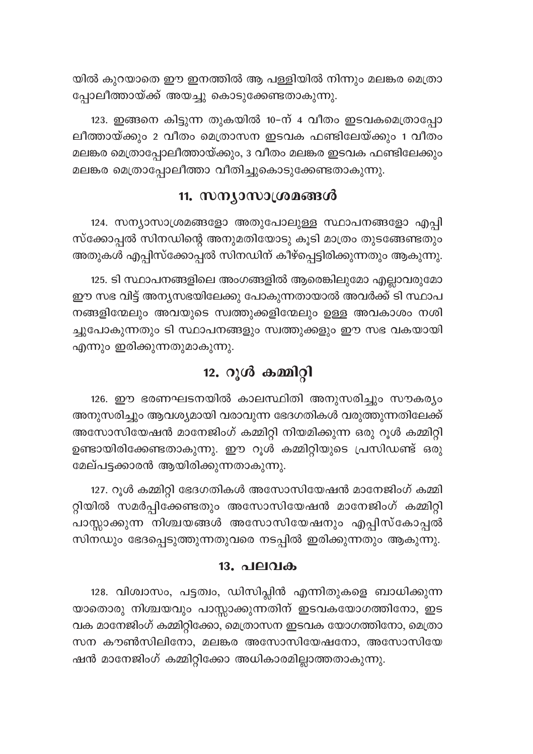യിൽ കുറയാതെ ഈ ഇനത്തിൽ ആ പള്ളിയിൽ നിന്നും മലങ്കര മെത്രാപ്പോലീത്തായ്ക്ക് അയച്ചു കൊടുക്കേണ്ടതാകുന്നു.

123. ഇങ്ങനെ കിട്ടുന്ന തുകയിൽ 10-ന് 4 വീതം ഇടവകമെത്രാപ്പോലീത്തായ്ക്കും 2 വീതം മെത്രാസന ഇടവക ഫണ്ടിലേയ്ക്കും 1 വീതം മലങ്കര മെത്രാപ്പോലീത്തായ്ക്കും, 3 വീതം മലങ്കര ഇടവക ഫണ്ടിലേക്കും മലങ്കര മെത്രാപ്പോലീത്താ വീതിച്ചുകൊടുക്കേണ്ടതാകുന്നു.

## 11. സന്യാസാശ്രമങ്ങൾ

124. സന്യാസാശ്രമങ്ങളോ അതുപോലുള്ള സ്ഥാപനങ്ങളോ എപ്പിസ്ക്കോപ്പൽ സിനഡിന്റെ അനുമതിയോടു കൂടി മാത്രം തുടങ്ങേണ്ടതും അതുകൾ എപ്പിസ്ക്കോപ്പൽ സിനഡിന് കീഴ്പ്പെട്ടിരിക്കുന്നതും ആകുന്നു.

125. ടി സ്ഥാപനങ്ങളിലെ അംഗങ്ങളിൽ ആരെങ്കിലുമോ എല്ലാവരുമോ ഈ സഭ വിട്ട് അന്യസഭയിലേക്കു പോകുന്നതായാൽ അവർക്ക് ടി സ്ഥാപനങ്ങളിന്മേലും അവയുടെ സ്വത്തുക്കളിന്മേലും ഉള്ള അവകാശം നശിച്ചുപോകുന്നതും ടി സ്ഥാപനങ്ങളും സ്വത്തുക്കളും ഈ സഭ വകയായി എന്നും ഇരിക്കുന്നതുമാകുന്നു.

## 12. റൂൾ കമ്മിറ്റി

126. ഈ ഭരണഘടനയിൽ കാലസ്ഥിതി അനുസരിച്ചും സൗകര്യം അനുസരിച്ചും ആവശ്യമായി വരാവുന്ന ഭേദഗതികൾ വരുത്തുന്നതിലേക്ക് അസോസിയേഷൻ മാനേജിംഗ് കമ്മിറ്റി നിയമിക്കുന്ന ഒരു റൂൾ കമ്മിറ്റി ഉണ്ടായിരിക്കേണ്ടതാകുന്നു. ഈ റൂൾ കമ്മിറ്റിയുടെ പ്രസിഡണ്ട് ഒരു മേല്പട്ടക്കാരൻ ആയിരിക്കുന്നതാകുന്നു.

127. റൂൾ കമ്മിറ്റി ഭേദഗതികൾ അസോസിയേഷൻ മാനേജിംഗ് കമ്മിറ്റിയിൽ സമർപ്പിക്കേണ്ടതും അസോസിയേഷൻ മാനേജിംഗ് കമ്മിറ്റി പാസ്സാക്കുന്ന നിശ്ചയങ്ങൾ അസോസിയേഷനും എപ്പിസ്കോപ്പൽ സിനഡും ഭേദപ്പെടുത്തുന്നതുവരെ നടപ്പിൽ ഇരിക്കുന്നതും ആകുന്നു.

## 13. പലവക

128. വിശ്വാസം, പട്ടത്വം, ഡിസിപ്ലിൻ എന്നിതുകളെ ബാധിക്കുന്ന യാതൊരു നിശ്ചയവും പാസ്സാക്കുന്നതിന് ഇടവകയോഗത്തിനോ, ഇടവക മാനേജിംഗ് കമ്മിറ്റിക്കോ, മെത്രാസന ഇടവക യോഗത്തിനോ, മെത്രാസന കൗൺസിലിനോ, മലങ്കര അസോസിയേഷനോ, അസോസിയേഷൻ മാനേജിംഗ് കമ്മിറ്റിക്കോ അധികാരമില്ലാത്തതാകുന്നു.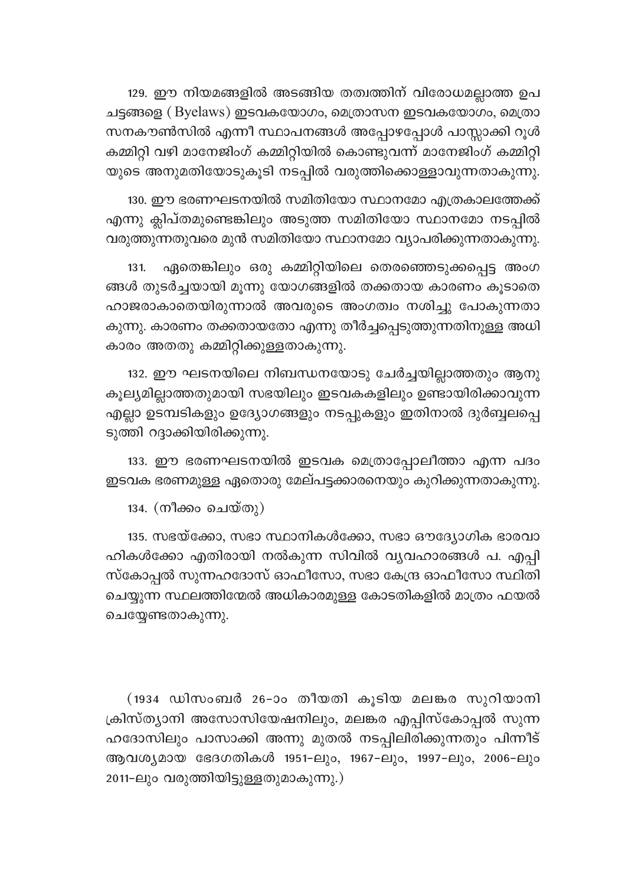129. ഈ നിയമങ്ങളിൽ അടങ്ങിയ തത്വത്തിന് വിരോധമല്ലാത്ത ഉപ ചട്ടങ്ങളെ ( Byelaws) ഇടവകയോഗം, മെത്രാസന ഇടവകയോഗം, മെത്രാസനകൗൺസിൽ എന്നീ സ്ഥാപനങ്ങൾ അപ്പോഴപ്പോൾ പാസ്സാക്കി റൂൾ കമ്മിറ്റി വഴി മാനേജിംഗ് കമ്മിറ്റിയിൽ കൊണ്ടുവന്ന് മാനേജിംഗ് കമ്മിറ്റിയുടെ അനുമതിയോടുകൂടി നടപ്പിൽ വരുത്തിക്കൊള്ളാവുന്നതാകുന്നു.

130. ഈ ഭരണഘടനയിൽ സമിതിയോ സ്ഥാനമോ എത്രകാലത്തേക്ക് എന്നു ക്ലിപ്തമുണ്ടെങ്കിലും അടുത്ത സമിതിയോ സ്ഥാനമോ നടപ്പിൽ വരുത്തുന്നതുവരെ മുൻ സമിതിയോ സ്ഥാനമോ വ്യാപരിക്കുന്നതാകുന്നു.

131. ഏതെങ്കിലും ഒരു കമ്മിറ്റിയിലെ തെരഞ്ഞെടുക്കപ്പെട്ട അംഗങ്ങൾ തുടർച്ചയായി മൂന്നു യോഗങ്ങളിൽ തക്കതായ കാരണം കൂടാതെ ഹാജരാകാതെയിരുന്നാൽ അവരുടെ അംഗത്വം നശിച്ചു പോകുന്നതാകുന്നു. കാരണം തക്കതായതോ എന്നു തീർച്ചപ്പെടുത്തുന്നതിനുള്ള അധികാരം അതതു കമ്മിറ്റിക്കുള്ളതാകുന്നു.

132. ഈ ഘടനയിലെ നിബന്ധനയോടു ചേർച്ചയില്ലാത്തതും ആനുകൂല്യമില്ലാത്തതുമായി സഭയിലും ഇടവകകളിലും ഉണ്ടായിരിക്കാവുന്ന എല്ലാ ഉടമ്പടികളും ഉദ്യോഗങ്ങളും നടപ്പുകളും ഇതിനാൽ ദുർബ്ബലപ്പെടുത്തി റദ്ദാക്കിയിരിക്കുന്നു.

133. ഈ ഭരണഘടനയിൽ ഇടവക മെത്രാപ്പോലീത്താ എന്ന പദം ഇടവക ഭരണമുള്ള ഏതൊരു മേല്പട്ടക്കാരനെയും കുറിക്കുന്നതാകുന്നു.

134. (നീക്കം ചെയ്തു)

135. സഭയ്ക്കോ, സഭാ സ്ഥാനികൾക്കോ, സഭാ ഔദ്യോഗിക ഭാരവാഹികൾക്കോ എതിരായി നൽകുന്ന സിവിൽ വ്യവഹാരങ്ങൾ പ. എപ്പിസ്കോപ്പൽ സുന്നഹദോസ് ഓഫീസോ, സഭാ കേന്ദ്ര ഓഫീസോ സ്ഥിതി ചെയ്യുന്ന സ്ഥലത്തിന്മേൽ അധികാരമുള്ള കോടതികളിൽ മാത്രം ഫയൽ ചെയ്യേണ്ടതാകുന്നു.

(1934 ഡിസംബർ 26-ാം തീയതി കൂടിയ മലങ്കര സുറിയാനി ക്രിസ്ത്യാനി അസോസിയേഷനിലും, മലങ്കര എപ്പിസ്കോപ്പൽ സുന്നഹദോസിലും പാസാക്കി അന്നു മുതൽ നടപ്പിലിരിക്കുന്നതും പിന്നീട് ആവശ്യമായ ഭേദഗതികൾ 1951-ലും, 1967-ലും, 1997-ലും, 2006-ലും 2011-ലും വരുത്തിയിട്ടുള്ളതുമാകുന്നു.)